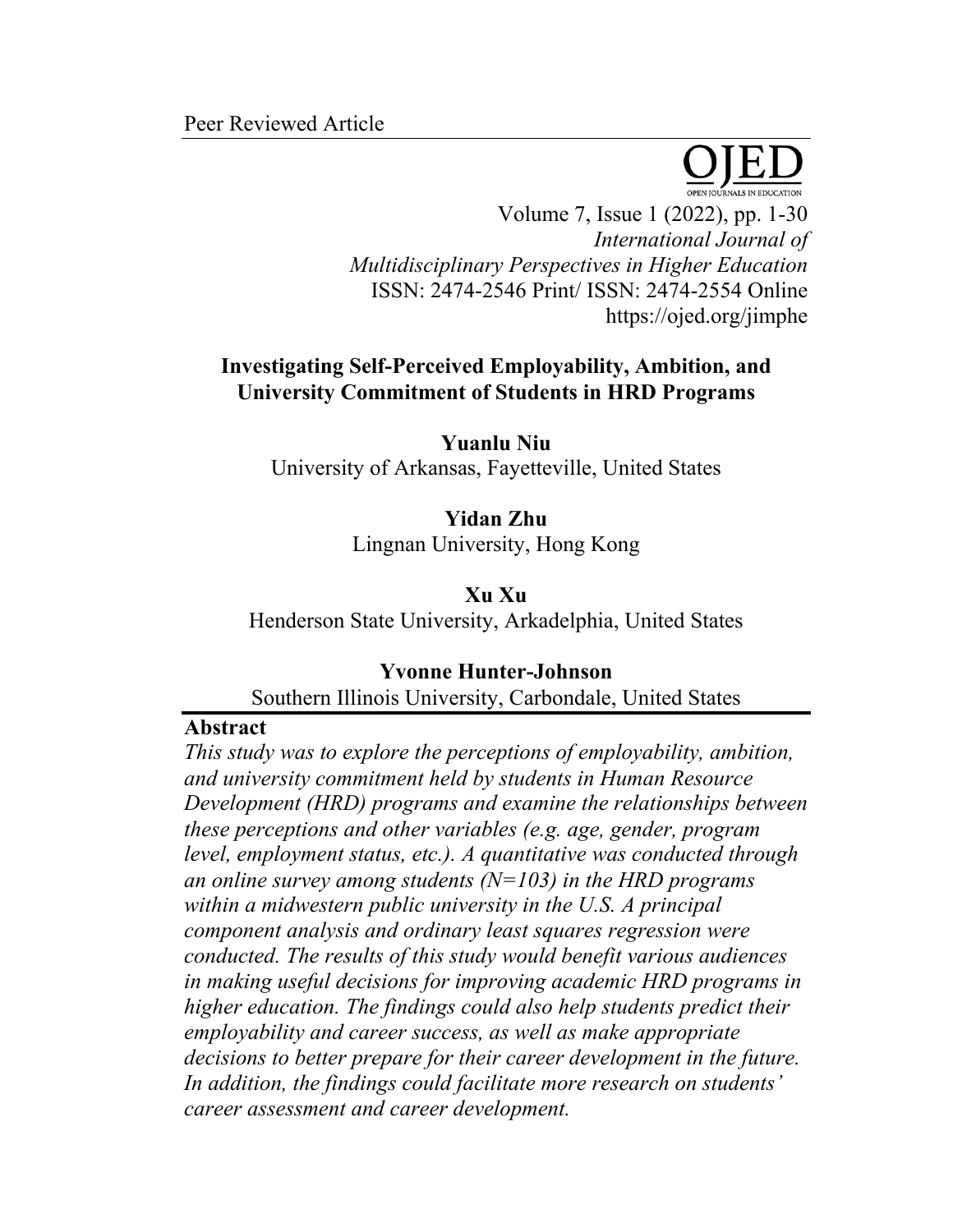Peer Reviewed Article

# Investigating Self-Perceived Employability, Ambition, and University Commitment of Students in HRD Programs

**Yuanlu Niu**
University of Arkansas, Fayetteville, United States

**Yidan Zhu**
Lingnan University, Hong Kong

**Xu Xu**
Henderson State University, Arkadelphia, United States

**Yvonne Hunter-Johnson**
Southern Illinois University, Carbondale, United States

## Abstract

*This study was to explore the perceptions of employability, ambition, and university commitment held by students in Human Resource Development (HRD) programs and examine the relationships between these perceptions and other variables (e.g. age, gender, program level, employment status, etc.). A quantitative was conducted through an online survey among students (N=103) in the HRD programs within a midwestern public university in the U.S. A principal component analysis and ordinary least squares regression were conducted. The results of this study would benefit various audiences in making useful decisions for improving academic HRD programs in higher education. The findings could also help students predict their employability and career success, as well as make appropriate decisions to better prepare for their career development in the future. In addition, the findings could facilitate more research on students' career assessment and career development.*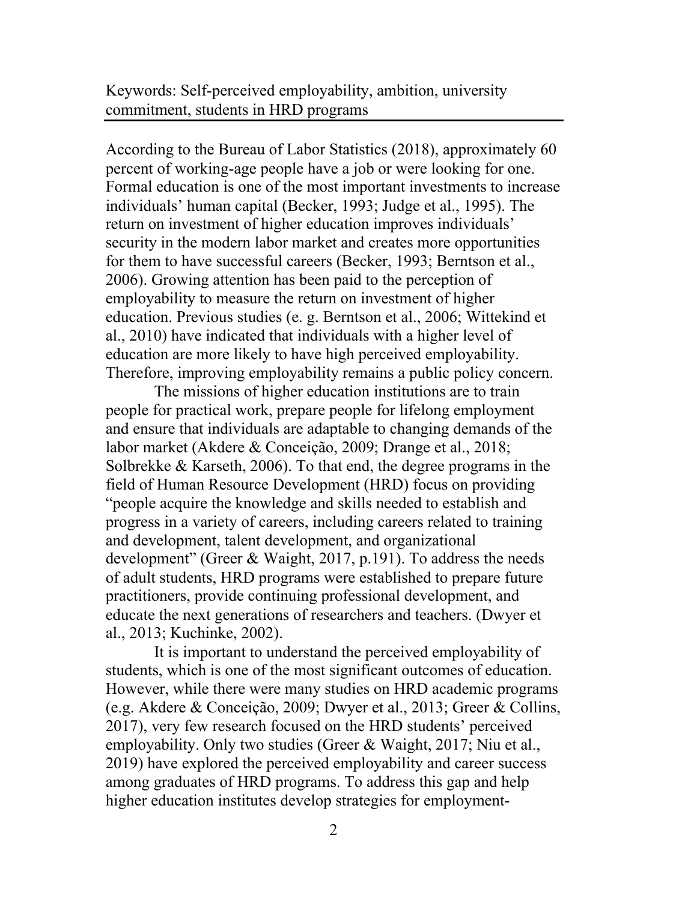Keywords: Self-perceived employability, ambition, university commitment, students in HRD programs

According to the Bureau of Labor Statistics (2018), approximately 60 percent of working-age people have a job or were looking for one. Formal education is one of the most important investments to increase individuals' human capital (Becker, 1993; Judge et al., 1995). The return on investment of higher education improves individuals' security in the modern labor market and creates more opportunities for them to have successful careers (Becker, 1993; Berntson et al., 2006). Growing attention has been paid to the perception of employability to measure the return on investment of higher education. Previous studies (e. g. Berntson et al., 2006; Wittekind et al., 2010) have indicated that individuals with a higher level of education are more likely to have high perceived employability. Therefore, improving employability remains a public policy concern.

The missions of higher education institutions are to train people for practical work, prepare people for lifelong employment and ensure that individuals are adaptable to changing demands of the labor market (Akdere & Conceição, 2009; Drange et al., 2018; Solbrekke & Karseth, 2006). To that end, the degree programs in the field of Human Resource Development (HRD) focus on providing "people acquire the knowledge and skills needed to establish and progress in a variety of careers, including careers related to training and development, talent development, and organizational development" (Greer & Waight, 2017, p.191). To address the needs of adult students, HRD programs were established to prepare future practitioners, provide continuing professional development, and educate the next generations of researchers and teachers. (Dwyer et al., 2013; Kuchinke, 2002).

It is important to understand the perceived employability of students, which is one of the most significant outcomes of education. However, while there were many studies on HRD academic programs (e.g. Akdere & Conceição, 2009; Dwyer et al., 2013; Greer & Collins, 2017), very few research focused on the HRD students' perceived employability. Only two studies (Greer & Waight, 2017; Niu et al., 2019) have explored the perceived employability and career success among graduates of HRD programs. To address this gap and help higher education institutes develop strategies for employment-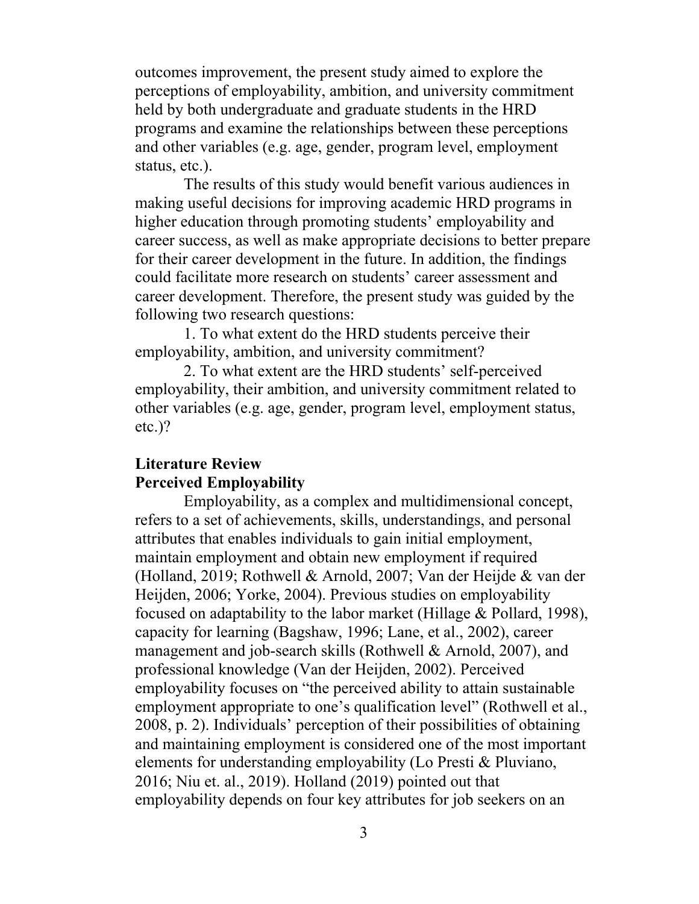outcomes improvement, the present study aimed to explore the perceptions of employability, ambition, and university commitment held by both undergraduate and graduate students in the HRD programs and examine the relationships between these perceptions and other variables (e.g. age, gender, program level, employment status, etc.).

The results of this study would benefit various audiences in making useful decisions for improving academic HRD programs in higher education through promoting students' employability and career success, as well as make appropriate decisions to better prepare for their career development in the future. In addition, the findings could facilitate more research on students' career assessment and career development. Therefore, the present study was guided by the following two research questions:

1. To what extent do the HRD students perceive their employability, ambition, and university commitment?

2. To what extent are the HRD students' self-perceived employability, their ambition, and university commitment related to other variables (e.g. age, gender, program level, employment status, etc.)?

## Literature Review

### Perceived Employability

Employability, as a complex and multidimensional concept, refers to a set of achievements, skills, understandings, and personal attributes that enables individuals to gain initial employment, maintain employment and obtain new employment if required (Holland, 2019; Rothwell & Arnold, 2007; Van der Heijde & van der Heijden, 2006; Yorke, 2004). Previous studies on employability focused on adaptability to the labor market (Hillage & Pollard, 1998), capacity for learning (Bagshaw, 1996; Lane, et al., 2002), career management and job-search skills (Rothwell & Arnold, 2007), and professional knowledge (Van der Heijden, 2002). Perceived employability focuses on "the perceived ability to attain sustainable employment appropriate to one's qualification level" (Rothwell et al., 2008, p. 2). Individuals' perception of their possibilities of obtaining and maintaining employment is considered one of the most important elements for understanding employability (Lo Presti & Pluviano, 2016; Niu et. al., 2019). Holland (2019) pointed out that employability depends on four key attributes for job seekers on an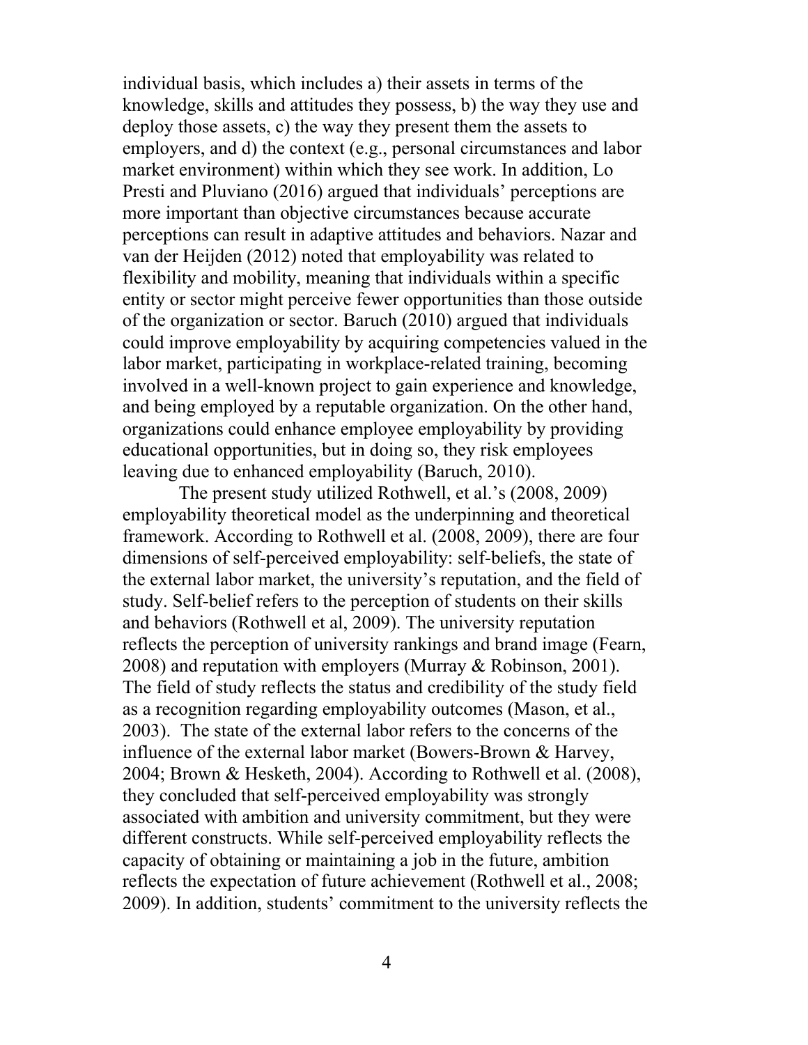individual basis, which includes a) their assets in terms of the knowledge, skills and attitudes they possess, b) the way they use and deploy those assets, c) the way they present them the assets to employers, and d) the context (e.g., personal circumstances and labor market environment) within which they see work. In addition, Lo Presti and Pluviano (2016) argued that individuals' perceptions are more important than objective circumstances because accurate perceptions can result in adaptive attitudes and behaviors. Nazar and van der Heijden (2012) noted that employability was related to flexibility and mobility, meaning that individuals within a specific entity or sector might perceive fewer opportunities than those outside of the organization or sector. Baruch (2010) argued that individuals could improve employability by acquiring competencies valued in the labor market, participating in workplace-related training, becoming involved in a well-known project to gain experience and knowledge, and being employed by a reputable organization. On the other hand, organizations could enhance employee employability by providing educational opportunities, but in doing so, they risk employees leaving due to enhanced employability (Baruch, 2010).

The present study utilized Rothwell, et al.'s (2008, 2009) employability theoretical model as the underpinning and theoretical framework. According to Rothwell et al. (2008, 2009), there are four dimensions of self-perceived employability: self-beliefs, the state of the external labor market, the university's reputation, and the field of study. Self-belief refers to the perception of students on their skills and behaviors (Rothwell et al, 2009). The university reputation reflects the perception of university rankings and brand image (Fearn, 2008) and reputation with employers (Murray & Robinson, 2001). The field of study reflects the status and credibility of the study field as a recognition regarding employability outcomes (Mason, et al., 2003). The state of the external labor refers to the concerns of the influence of the external labor market (Bowers-Brown & Harvey, 2004; Brown & Hesketh, 2004). According to Rothwell et al. (2008), they concluded that self-perceived employability was strongly associated with ambition and university commitment, but they were different constructs. While self-perceived employability reflects the capacity of obtaining or maintaining a job in the future, ambition reflects the expectation of future achievement (Rothwell et al., 2008; 2009). In addition, students' commitment to the university reflects the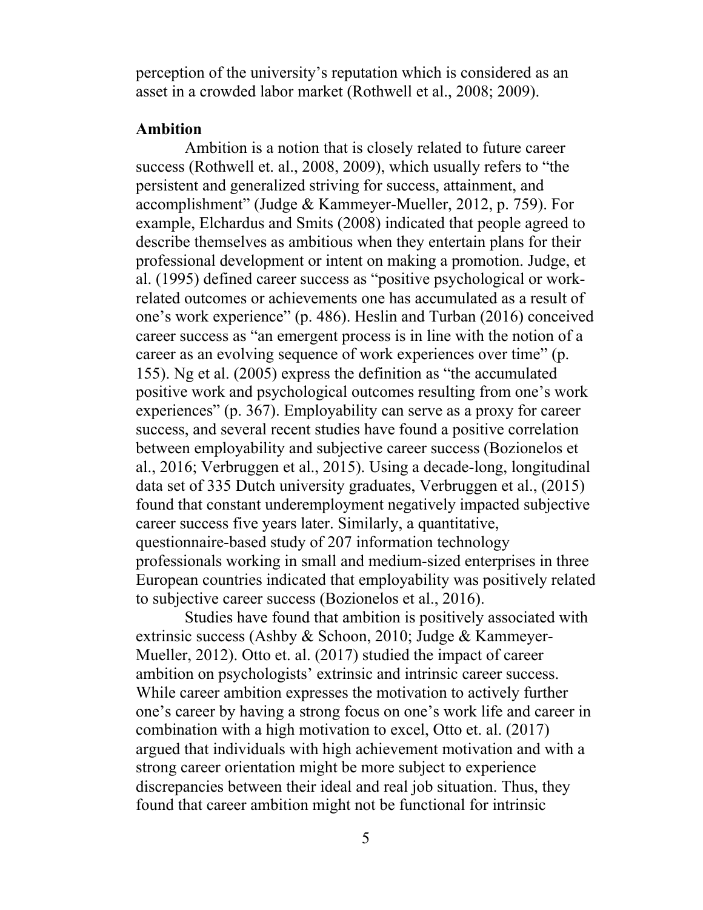perception of the university's reputation which is considered as an asset in a crowded labor market (Rothwell et al., 2008; 2009).

### Ambition

Ambition is a notion that is closely related to future career success (Rothwell et. al., 2008, 2009), which usually refers to "the persistent and generalized striving for success, attainment, and accomplishment" (Judge & Kammeyer-Mueller, 2012, p. 759). For example, Elchardus and Smits (2008) indicated that people agreed to describe themselves as ambitious when they entertain plans for their professional development or intent on making a promotion. Judge, et al. (1995) defined career success as "positive psychological or work-related outcomes or achievements one has accumulated as a result of one's work experience" (p. 486). Heslin and Turban (2016) conceived career success as "an emergent process is in line with the notion of a career as an evolving sequence of work experiences over time" (p. 155). Ng et al. (2005) express the definition as "the accumulated positive work and psychological outcomes resulting from one's work experiences" (p. 367). Employability can serve as a proxy for career success, and several recent studies have found a positive correlation between employability and subjective career success (Bozionelos et al., 2016; Verbruggen et al., 2015). Using a decade-long, longitudinal data set of 335 Dutch university graduates, Verbruggen et al., (2015) found that constant underemployment negatively impacted subjective career success five years later. Similarly, a quantitative, questionnaire-based study of 207 information technology professionals working in small and medium-sized enterprises in three European countries indicated that employability was positively related to subjective career success (Bozionelos et al., 2016).

Studies have found that ambition is positively associated with extrinsic success (Ashby & Schoon, 2010; Judge & Kammeyer-Mueller, 2012). Otto et. al. (2017) studied the impact of career ambition on psychologists' extrinsic and intrinsic career success. While career ambition expresses the motivation to actively further one's career by having a strong focus on one's work life and career in combination with a high motivation to excel, Otto et. al. (2017) argued that individuals with high achievement motivation and with a strong career orientation might be more subject to experience discrepancies between their ideal and real job situation. Thus, they found that career ambition might not be functional for intrinsic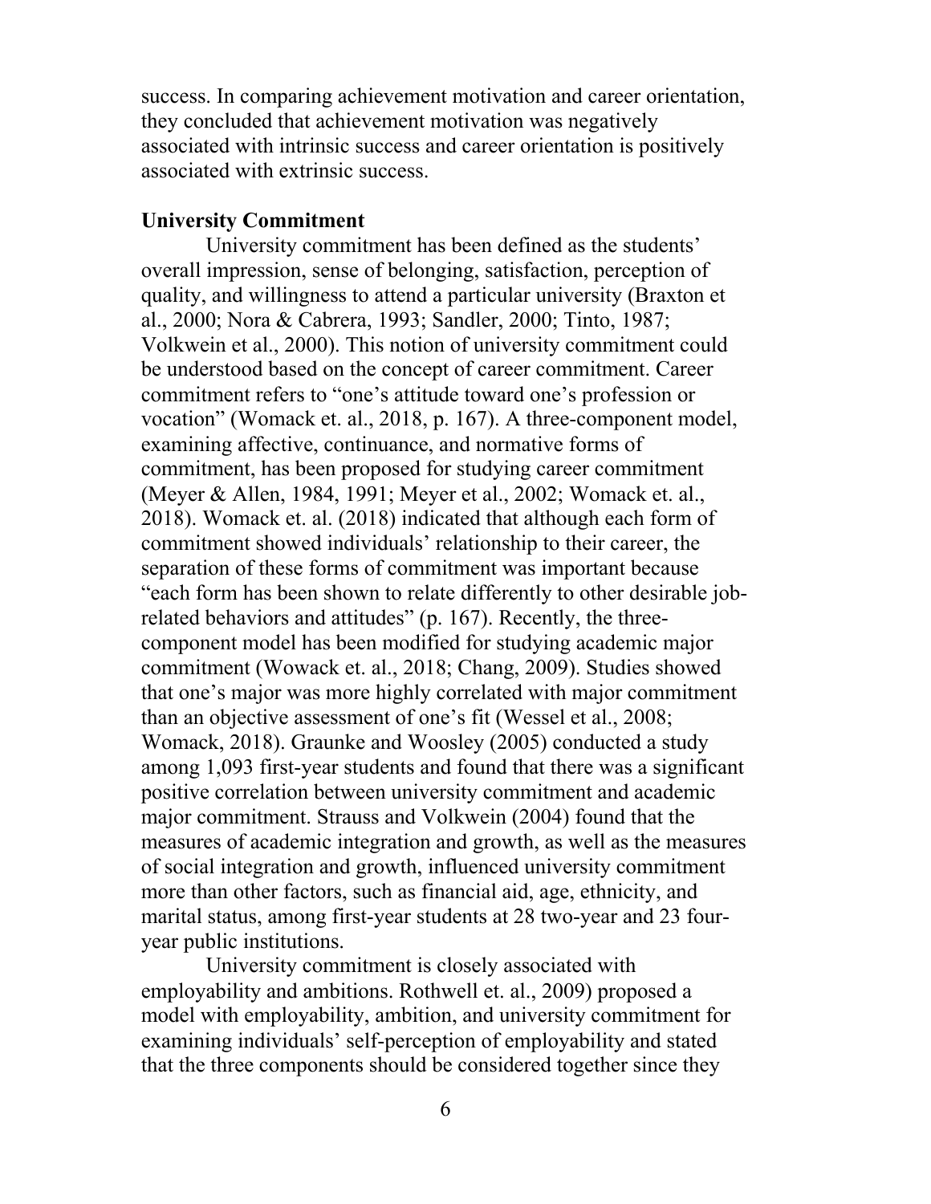success. In comparing achievement motivation and career orientation, they concluded that achievement motivation was negatively associated with intrinsic success and career orientation is positively associated with extrinsic success.

### University Commitment

University commitment has been defined as the students' overall impression, sense of belonging, satisfaction, perception of quality, and willingness to attend a particular university (Braxton et al., 2000; Nora & Cabrera, 1993; Sandler, 2000; Tinto, 1987; Volkwein et al., 2000). This notion of university commitment could be understood based on the concept of career commitment. Career commitment refers to "one's attitude toward one's profession or vocation" (Womack et. al., 2018, p. 167). A three-component model, examining affective, continuance, and normative forms of commitment, has been proposed for studying career commitment (Meyer & Allen, 1984, 1991; Meyer et al., 2002; Womack et. al., 2018). Womack et. al. (2018) indicated that although each form of commitment showed individuals' relationship to their career, the separation of these forms of commitment was important because "each form has been shown to relate differently to other desirable job-related behaviors and attitudes" (p. 167). Recently, the three-component model has been modified for studying academic major commitment (Wowack et. al., 2018; Chang, 2009). Studies showed that one's major was more highly correlated with major commitment than an objective assessment of one's fit (Wessel et al., 2008; Womack, 2018). Graunke and Woosley (2005) conducted a study among 1,093 first-year students and found that there was a significant positive correlation between university commitment and academic major commitment. Strauss and Volkwein (2004) found that the measures of academic integration and growth, as well as the measures of social integration and growth, influenced university commitment more than other factors, such as financial aid, age, ethnicity, and marital status, among first-year students at 28 two-year and 23 four-year public institutions.

University commitment is closely associated with employability and ambitions. Rothwell et. al., 2009) proposed a model with employability, ambition, and university commitment for examining individuals' self-perception of employability and stated that the three components should be considered together since they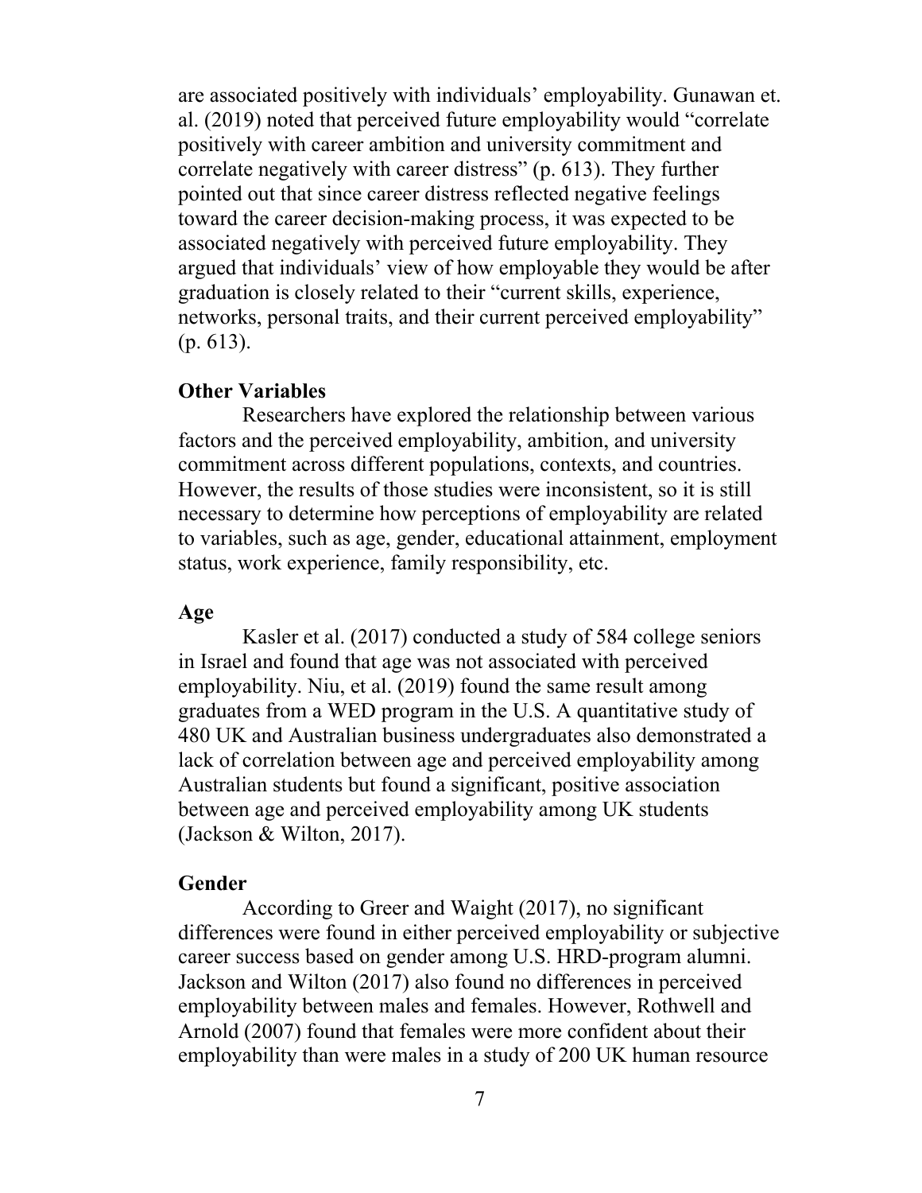are associated positively with individuals' employability. Gunawan et. al. (2019) noted that perceived future employability would "correlate positively with career ambition and university commitment and correlate negatively with career distress" (p. 613). They further pointed out that since career distress reflected negative feelings toward the career decision-making process, it was expected to be associated negatively with perceived future employability. They argued that individuals' view of how employable they would be after graduation is closely related to their "current skills, experience, networks, personal traits, and their current perceived employability" (p. 613).

### Other Variables

Researchers have explored the relationship between various factors and the perceived employability, ambition, and university commitment across different populations, contexts, and countries. However, the results of those studies were inconsistent, so it is still necessary to determine how perceptions of employability are related to variables, such as age, gender, educational attainment, employment status, work experience, family responsibility, etc.

### Age

Kasler et al. (2017) conducted a study of 584 college seniors in Israel and found that age was not associated with perceived employability. Niu, et al. (2019) found the same result among graduates from a WED program in the U.S. A quantitative study of 480 UK and Australian business undergraduates also demonstrated a lack of correlation between age and perceived employability among Australian students but found a significant, positive association between age and perceived employability among UK students (Jackson & Wilton, 2017).

### Gender

According to Greer and Waight (2017), no significant differences were found in either perceived employability or subjective career success based on gender among U.S. HRD-program alumni. Jackson and Wilton (2017) also found no differences in perceived employability between males and females. However, Rothwell and Arnold (2007) found that females were more confident about their employability than were males in a study of 200 UK human resource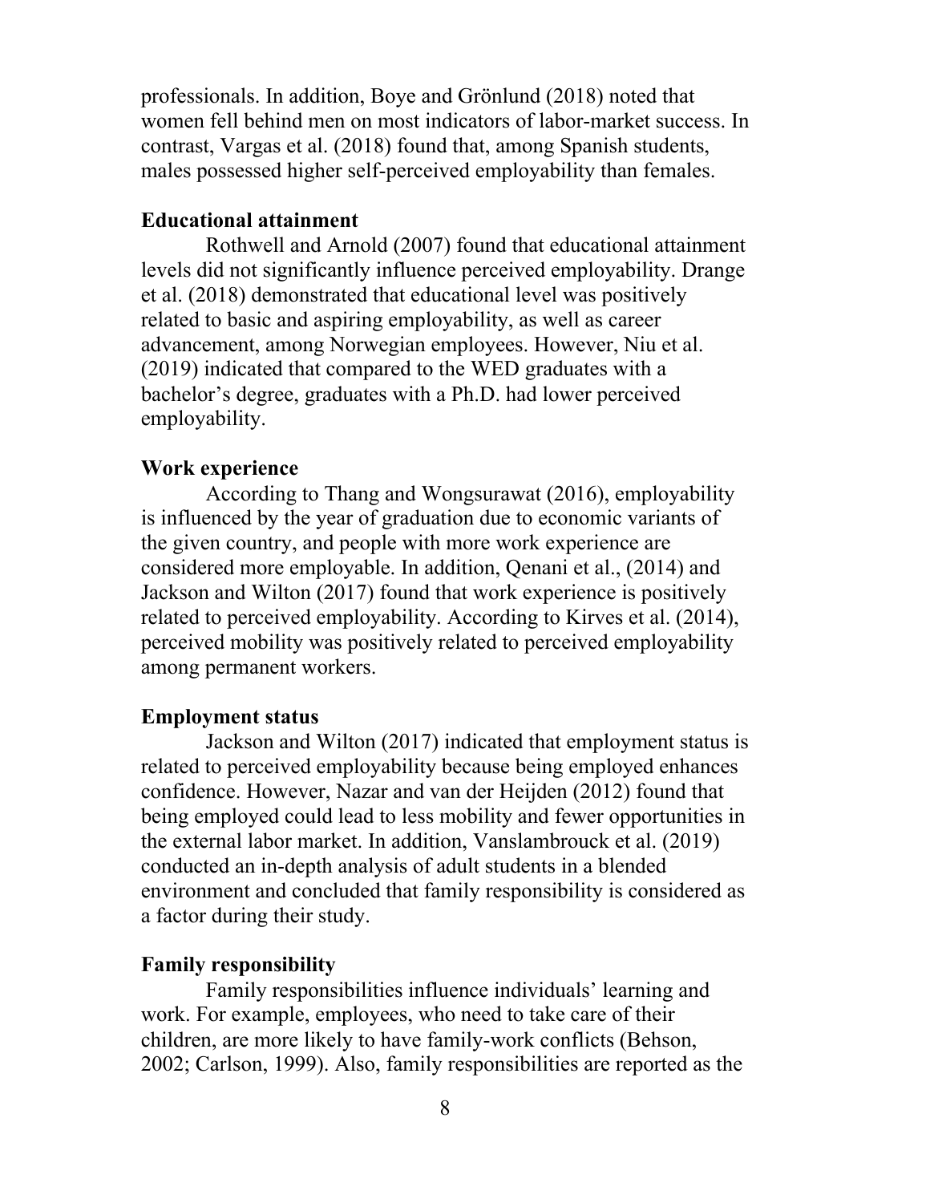professionals. In addition, Boye and Grönlund (2018) noted that women fell behind men on most indicators of labor-market success. In contrast, Vargas et al. (2018) found that, among Spanish students, males possessed higher self-perceived employability than females.

### Educational attainment

Rothwell and Arnold (2007) found that educational attainment levels did not significantly influence perceived employability. Drange et al. (2018) demonstrated that educational level was positively related to basic and aspiring employability, as well as career advancement, among Norwegian employees. However, Niu et al. (2019) indicated that compared to the WED graduates with a bachelor's degree, graduates with a Ph.D. had lower perceived employability.

### Work experience

According to Thang and Wongsurawat (2016), employability is influenced by the year of graduation due to economic variants of the given country, and people with more work experience are considered more employable. In addition, Qenani et al., (2014) and Jackson and Wilton (2017) found that work experience is positively related to perceived employability. According to Kirves et al. (2014), perceived mobility was positively related to perceived employability among permanent workers.

### Employment status

Jackson and Wilton (2017) indicated that employment status is related to perceived employability because being employed enhances confidence. However, Nazar and van der Heijden (2012) found that being employed could lead to less mobility and fewer opportunities in the external labor market. In addition, Vanslambrouck et al. (2019) conducted an in-depth analysis of adult students in a blended environment and concluded that family responsibility is considered as a factor during their study.

### Family responsibility

Family responsibilities influence individuals' learning and work. For example, employees, who need to take care of their children, are more likely to have family-work conflicts (Behson, 2002; Carlson, 1999). Also, family responsibilities are reported as the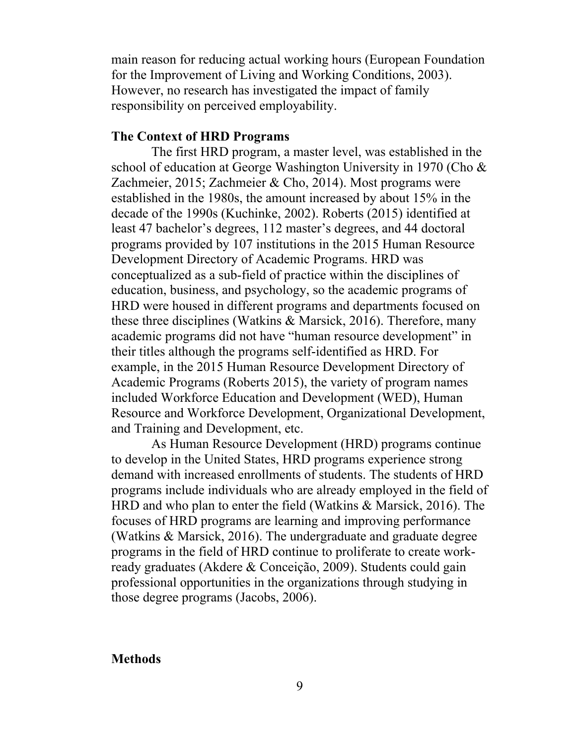main reason for reducing actual working hours (European Foundation for the Improvement of Living and Working Conditions, 2003). However, no research has investigated the impact of family responsibility on perceived employability.

### The Context of HRD Programs

The first HRD program, a master level, was established in the school of education at George Washington University in 1970 (Cho & Zachmeier, 2015; Zachmeier & Cho, 2014). Most programs were established in the 1980s, the amount increased by about 15% in the decade of the 1990s (Kuchinke, 2002). Roberts (2015) identified at least 47 bachelor's degrees, 112 master's degrees, and 44 doctoral programs provided by 107 institutions in the 2015 Human Resource Development Directory of Academic Programs. HRD was conceptualized as a sub-field of practice within the disciplines of education, business, and psychology, so the academic programs of HRD were housed in different programs and departments focused on these three disciplines (Watkins & Marsick, 2016). Therefore, many academic programs did not have "human resource development" in their titles although the programs self-identified as HRD. For example, in the 2015 Human Resource Development Directory of Academic Programs (Roberts 2015), the variety of program names included Workforce Education and Development (WED), Human Resource and Workforce Development, Organizational Development, and Training and Development, etc.

As Human Resource Development (HRD) programs continue to develop in the United States, HRD programs experience strong demand with increased enrollments of students. The students of HRD programs include individuals who are already employed in the field of HRD and who plan to enter the field (Watkins & Marsick, 2016). The focuses of HRD programs are learning and improving performance (Watkins & Marsick, 2016). The undergraduate and graduate degree programs in the field of HRD continue to proliferate to create work-ready graduates (Akdere & Conceição, 2009). Students could gain professional opportunities in the organizations through studying in those degree programs (Jacobs, 2006).

## Methods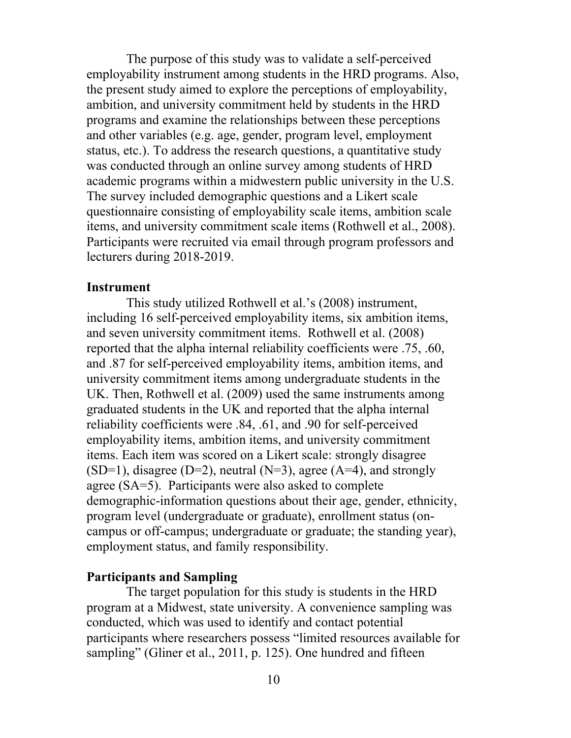The purpose of this study was to validate a self-perceived employability instrument among students in the HRD programs. Also, the present study aimed to explore the perceptions of employability, ambition, and university commitment held by students in the HRD programs and examine the relationships between these perceptions and other variables (e.g. age, gender, program level, employment status, etc.). To address the research questions, a quantitative study was conducted through an online survey among students of HRD academic programs within a midwestern public university in the U.S. The survey included demographic questions and a Likert scale questionnaire consisting of employability scale items, ambition scale items, and university commitment scale items (Rothwell et al., 2008). Participants were recruited via email through program professors and lecturers during 2018-2019.

## Instrument

This study utilized Rothwell et al.'s (2008) instrument, including 16 self-perceived employability items, six ambition items, and seven university commitment items. Rothwell et al. (2008) reported that the alpha internal reliability coefficients were .75, .60, and .87 for self-perceived employability items, ambition items, and university commitment items among undergraduate students in the UK. Then, Rothwell et al. (2009) used the same instruments among graduated students in the UK and reported that the alpha internal reliability coefficients were .84, .61, and .90 for self-perceived employability items, ambition items, and university commitment items. Each item was scored on a Likert scale: strongly disagree (SD=1), disagree (D=2), neutral (N=3), agree (A=4), and strongly agree (SA=5). Participants were also asked to complete demographic-information questions about their age, gender, ethnicity, program level (undergraduate or graduate), enrollment status (on-campus or off-campus; undergraduate or graduate; the standing year), employment status, and family responsibility.

## Participants and Sampling

The target population for this study is students in the HRD program at a Midwest, state university. A convenience sampling was conducted, which was used to identify and contact potential participants where researchers possess "limited resources available for sampling" (Gliner et al., 2011, p. 125). One hundred and fifteen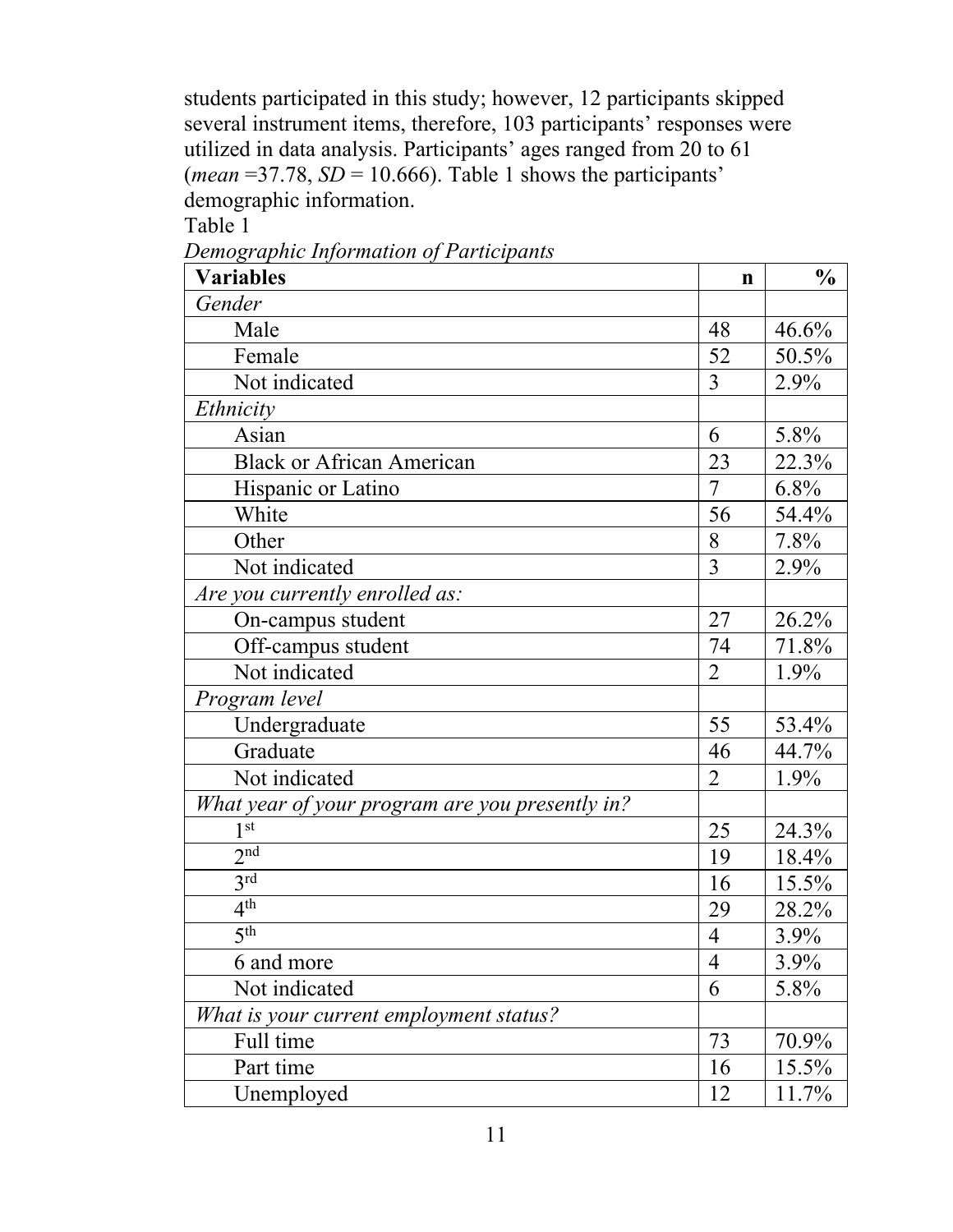students participated in this study; however, 12 participants skipped several instrument items, therefore, 103 participants' responses were utilized in data analysis. Participants' ages ranged from 20 to 61 (*mean* =37.78, *SD* = 10.666). Table 1 shows the participants' demographic information.

Table 1

*Demographic Information of Participants*

| **Variables** | **n** | **%** |
|---|---|---|
| *Gender* | | |
| Male | 48 | 46.6% |
| Female | 52 | 50.5% |
| Not indicated | 3 | 2.9% |
| *Ethnicity* | | |
| Asian | 6 | 5.8% |
| Black or African American | 23 | 22.3% |
| Hispanic or Latino | 7 | 6.8% |
| White | 56 | 54.4% |
| Other | 8 | 7.8% |
| Not indicated | 3 | 2.9% |
| *Are you currently enrolled as:* | | |
| On-campus student | 27 | 26.2% |
| Off-campus student | 74 | 71.8% |
| Not indicated | 2 | 1.9% |
| *Program level* | | |
| Undergraduate | 55 | 53.4% |
| Graduate | 46 | 44.7% |
| Not indicated | 2 | 1.9% |
| *What year of your program are you presently in?* | | |
| 1st | 25 | 24.3% |
| 2nd | 19 | 18.4% |
| 3rd | 16 | 15.5% |
| 4th | 29 | 28.2% |
| 5th | 4 | 3.9% |
| 6 and more | 4 | 3.9% |
| Not indicated | 6 | 5.8% |
| *What is your current employment status?* | | |
| Full time | 73 | 70.9% |
| Part time | 16 | 15.5% |
| Unemployed | 12 | 11.7% |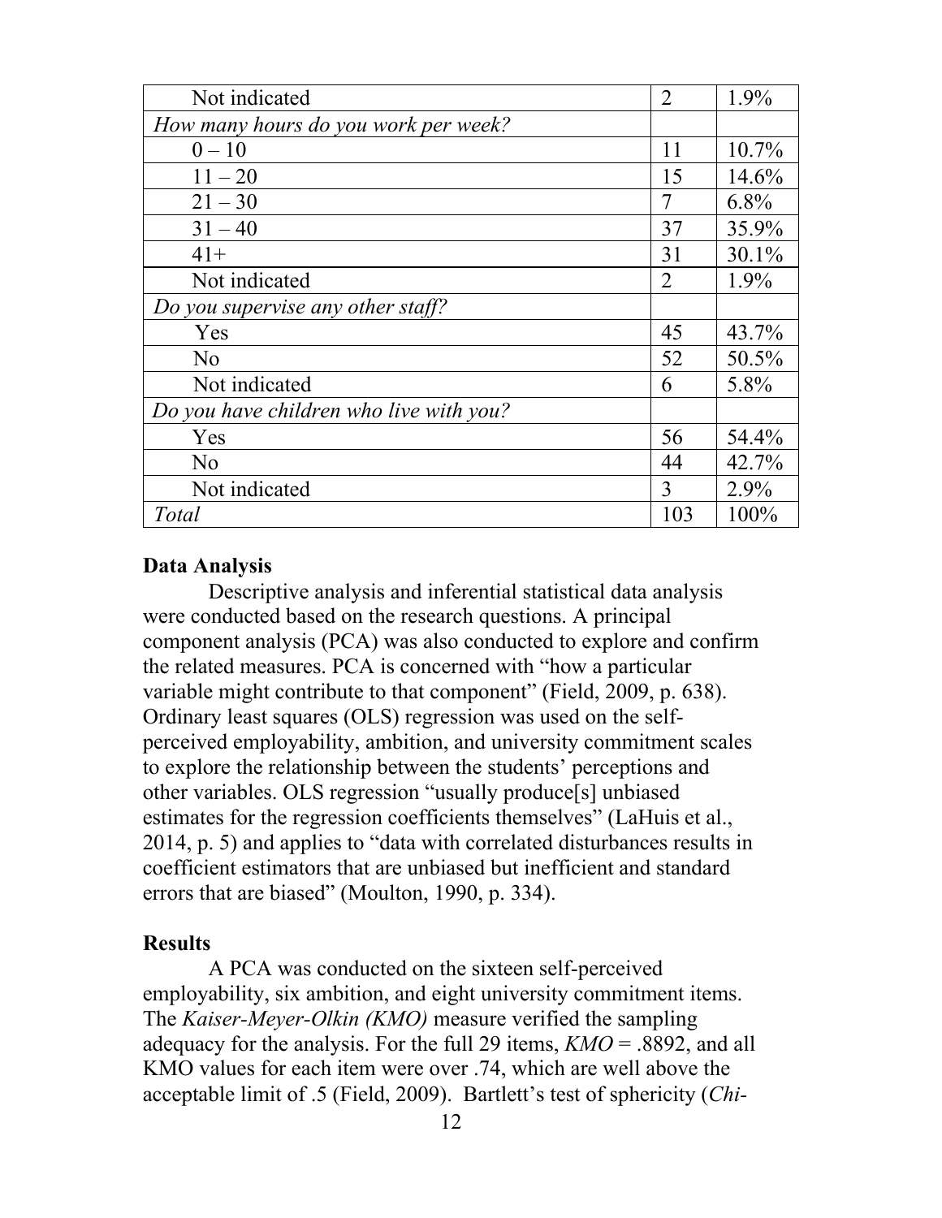| | | |
|---|---|---|
| Not indicated | 2 | 1.9% |
| *How many hours do you work per week?* | | |
| 0 – 10 | 11 | 10.7% |
| 11 – 20 | 15 | 14.6% |
| 21 – 30 | 7 | 6.8% |
| 31 – 40 | 37 | 35.9% |
| 41+ | 31 | 30.1% |
| Not indicated | 2 | 1.9% |
| *Do you supervise any other staff?* | | |
| Yes | 45 | 43.7% |
| No | 52 | 50.5% |
| Not indicated | 6 | 5.8% |
| *Do you have children who live with you?* | | |
| Yes | 56 | 54.4% |
| No | 44 | 42.7% |
| Not indicated | 3 | 2.9% |
| *Total* | 103 | 100% |

**Data Analysis**

Descriptive analysis and inferential statistical data analysis were conducted based on the research questions. A principal component analysis (PCA) was also conducted to explore and confirm the related measures. PCA is concerned with "how a particular variable might contribute to that component" (Field, 2009, p. 638). Ordinary least squares (OLS) regression was used on the self-perceived employability, ambition, and university commitment scales to explore the relationship between the students' perceptions and other variables. OLS regression "usually produce[s] unbiased estimates for the regression coefficients themselves" (LaHuis et al., 2014, p. 5) and applies to "data with correlated disturbances results in coefficient estimators that are unbiased but inefficient and standard errors that are biased" (Moulton, 1990, p. 334).

**Results**

A PCA was conducted on the sixteen self-perceived employability, six ambition, and eight university commitment items. The *Kaiser-Meyer-Olkin (KMO)* measure verified the sampling adequacy for the analysis. For the full 29 items, *KMO* = .8892, and all KMO values for each item were over .74, which are well above the acceptable limit of .5 (Field, 2009). Bartlett's test of sphericity (*Chi-*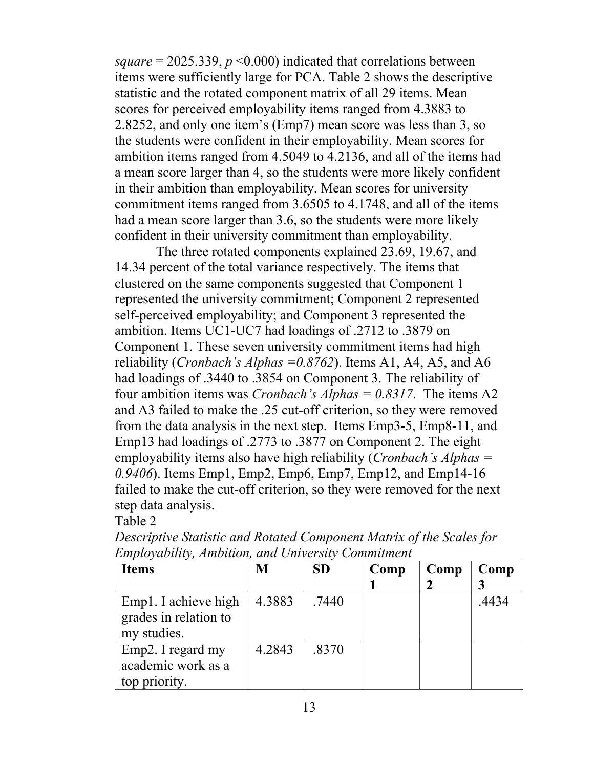*square* = 2025.339, *p* <0.000) indicated that correlations between items were sufficiently large for PCA. Table 2 shows the descriptive statistic and the rotated component matrix of all 29 items. Mean scores for perceived employability items ranged from 4.3883 to 2.8252, and only one item's (Emp7) mean score was less than 3, so the students were confident in their employability. Mean scores for ambition items ranged from 4.5049 to 4.2136, and all of the items had a mean score larger than 4, so the students were more likely confident in their ambition than employability. Mean scores for university commitment items ranged from 3.6505 to 4.1748, and all of the items had a mean score larger than 3.6, so the students were more likely confident in their university commitment than employability.

The three rotated components explained 23.69, 19.67, and 14.34 percent of the total variance respectively. The items that clustered on the same components suggested that Component 1 represented the university commitment; Component 2 represented self-perceived employability; and Component 3 represented the ambition. Items UC1-UC7 had loadings of .2712 to .3879 on Component 1. These seven university commitment items had high reliability (*Cronbach's Alphas =0.8762*). Items A1, A4, A5, and A6 had loadings of .3440 to .3854 on Component 3. The reliability of four ambition items was *Cronbach's Alphas = 0.8317*. The items A2 and A3 failed to make the .25 cut-off criterion, so they were removed from the data analysis in the next step. Items Emp3-5, Emp8-11, and Emp13 had loadings of .2773 to .3877 on Component 2. The eight employability items also have high reliability (*Cronbach's Alphas = 0.9406*). Items Emp1, Emp2, Emp6, Emp7, Emp12, and Emp14-16 failed to make the cut-off criterion, so they were removed for the next step data analysis.

Table 2

*Descriptive Statistic and Rotated Component Matrix of the Scales for Employability, Ambition, and University Commitment*

| Items | M | SD | Comp 1 | Comp 2 | Comp 3 |
|---|---|---|---|---|---|
| Emp1. I achieve high grades in relation to my studies. | 4.3883 | .7440 | | | .4434 |
| Emp2. I regard my academic work as a top priority. | 4.2843 | .8370 | | | |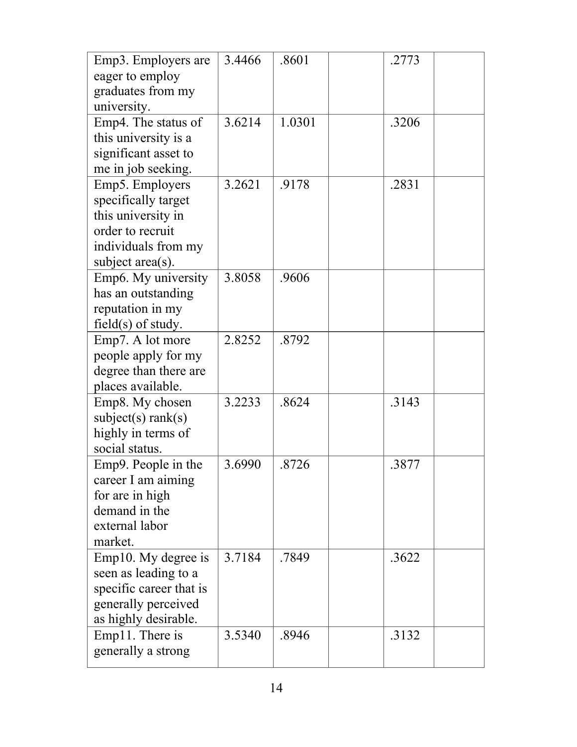| | | | | | |
|---|---|---|---|---|---|
| Emp3. Employers are eager to employ graduates from my university. | 3.4466 | .8601 | | .2773 | |
| Emp4. The status of this university is a significant asset to me in job seeking. | 3.6214 | 1.0301 | | .3206 | |
| Emp5. Employers specifically target this university in order to recruit individuals from my subject area(s). | 3.2621 | .9178 | | .2831 | |
| Emp6. My university has an outstanding reputation in my field(s) of study. | 3.8058 | .9606 | | | |
| Emp7. A lot more people apply for my degree than there are places available. | 2.8252 | .8792 | | | |
| Emp8. My chosen subject(s) rank(s) highly in terms of social status. | 3.2233 | .8624 | | .3143 | |
| Emp9. People in the career I am aiming for are in high demand in the external labor market. | 3.6990 | .8726 | | .3877 | |
| Emp10. My degree is seen as leading to a specific career that is generally perceived as highly desirable. | 3.7184 | .7849 | | .3622 | |
| Emp11. There is generally a strong | 3.5340 | .8946 | | .3132 | |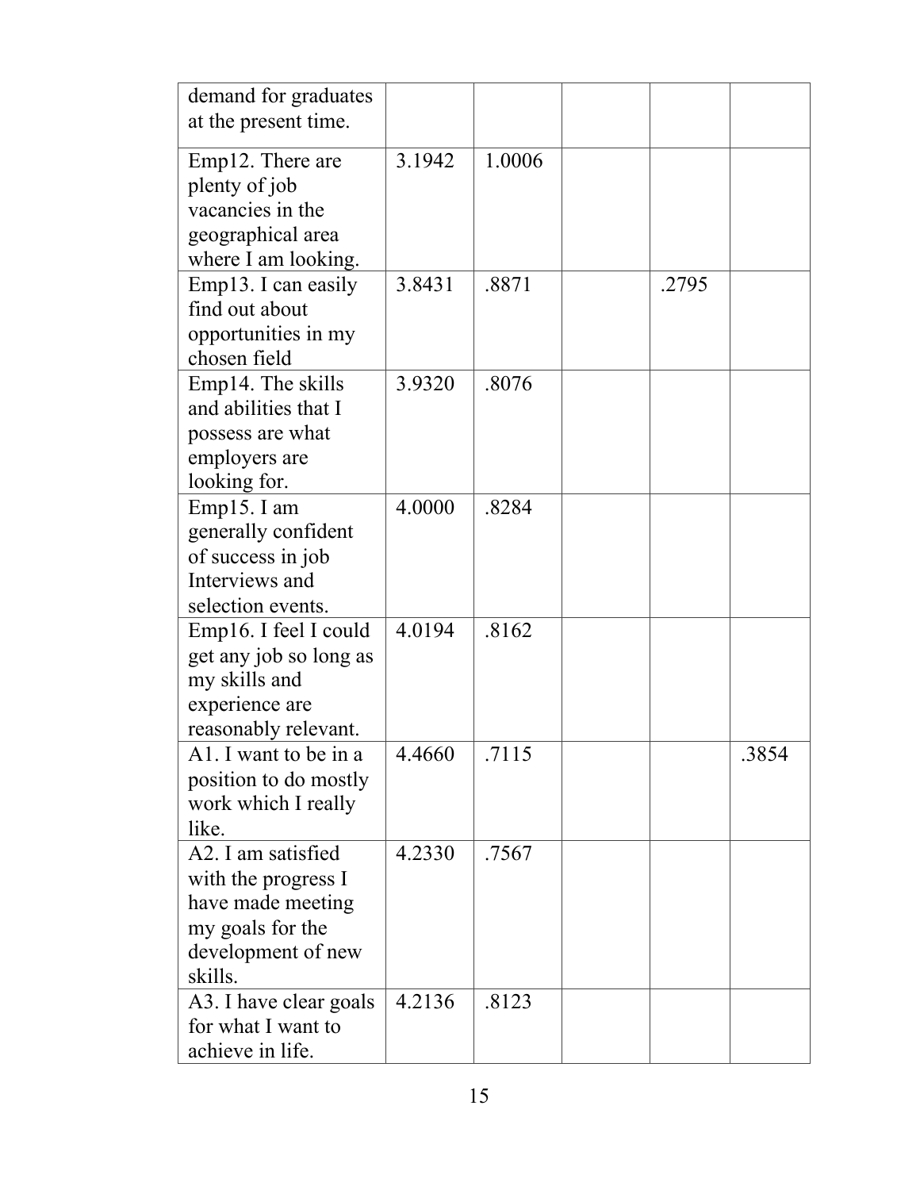| | | | | | |
|---|---|---|---|---|---|
| demand for graduates at the present time. | | | | | |
| Emp12. There are plenty of job vacancies in the geographical area where I am looking. | 3.1942 | 1.0006 | | | |
| Emp13. I can easily find out about opportunities in my chosen field | 3.8431 | .8871 | | .2795 | |
| Emp14. The skills and abilities that I possess are what employers are looking for. | 3.9320 | .8076 | | | |
| Emp15. I am generally confident of success in job Interviews and selection events. | 4.0000 | .8284 | | | |
| Emp16. I feel I could get any job so long as my skills and experience are reasonably relevant. | 4.0194 | .8162 | | | |
| A1. I want to be in a position to do mostly work which I really like. | 4.4660 | .7115 | | | .3854 |
| A2. I am satisfied with the progress I have made meeting my goals for the development of new skills. | 4.2330 | .7567 | | | |
| A3. I have clear goals for what I want to achieve in life. | 4.2136 | .8123 | | | |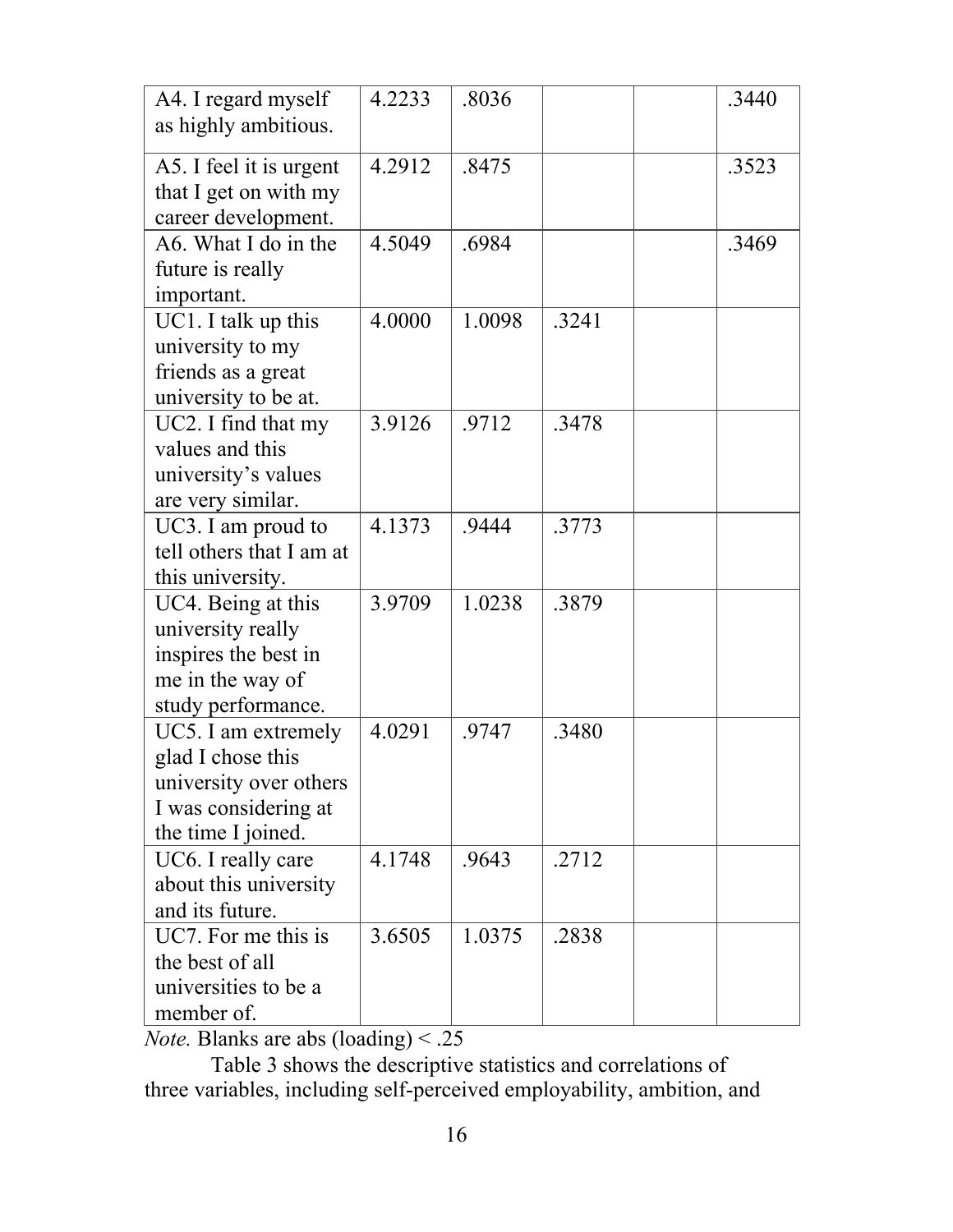| | | | | | |
|---|---|---|---|---|---|
| A4. I regard myself as highly ambitious. | 4.2233 | .8036 | | | .3440 |
| A5. I feel it is urgent that I get on with my career development. | 4.2912 | .8475 | | | .3523 |
| A6. What I do in the future is really important. | 4.5049 | .6984 | | | .3469 |
| UC1. I talk up this university to my friends as a great university to be at. | 4.0000 | 1.0098 | .3241 | | |
| UC2. I find that my values and this university's values are very similar. | 3.9126 | .9712 | .3478 | | |
| UC3. I am proud to tell others that I am at this university. | 4.1373 | .9444 | .3773 | | |
| UC4. Being at this university really inspires the best in me in the way of study performance. | 3.9709 | 1.0238 | .3879 | | |
| UC5. I am extremely glad I chose this university over others I was considering at the time I joined. | 4.0291 | .9747 | .3480 | | |
| UC6. I really care about this university and its future. | 4.1748 | .9643 | .2712 | | |
| UC7. For me this is the best of all universities to be a member of. | 3.6505 | 1.0375 | .2838 | | |

*Note.* Blanks are abs (loading) < .25

Table 3 shows the descriptive statistics and correlations of three variables, including self-perceived employability, ambition, and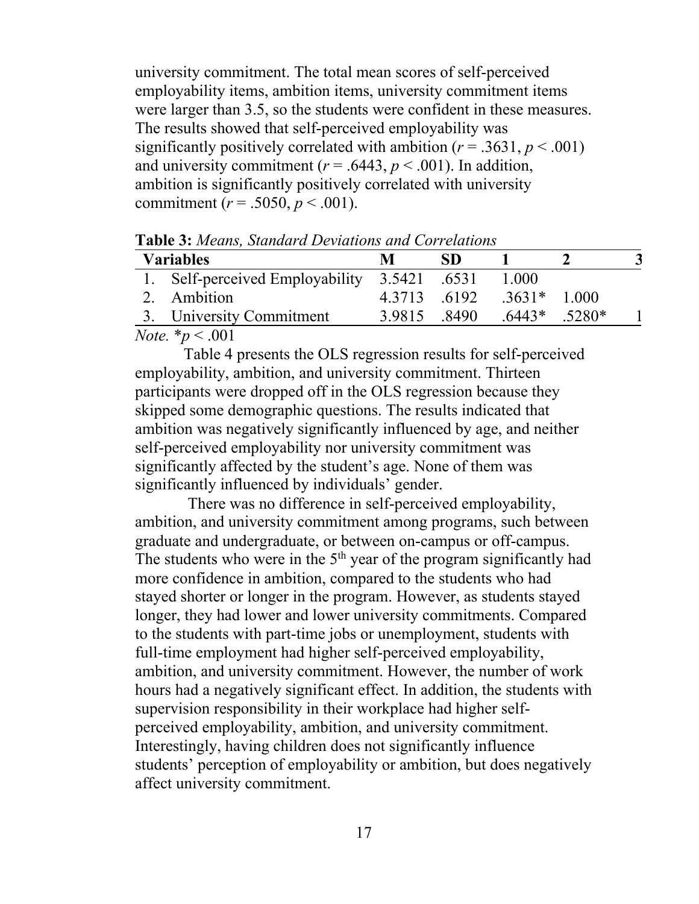university commitment. The total mean scores of self-perceived employability items, ambition items, university commitment items were larger than 3.5, so the students were confident in these measures. The results showed that self-perceived employability was significantly positively correlated with ambition ($r = .3631$, $p < .001$) and university commitment ($r = .6443$, $p < .001$). In addition, ambition is significantly positively correlated with university commitment ($r = .5050$, $p < .001$).

**Table 3:** *Means, Standard Deviations and Correlations*

| Variables | M | SD | 1 | 2 | 3 |
|---|---|---|---|---|---|
| 1. Self-perceived Employability | 3.5421 | .6531 | 1.000 | | |
| 2. Ambition | 4.3713 | .6192 | .3631* | 1.000 | |
| 3. University Commitment | 3.9815 | .8490 | .6443* | .5280* | 1 |

*Note.* *$p < .001$

Table 4 presents the OLS regression results for self-perceived employability, ambition, and university commitment. Thirteen participants were dropped off in the OLS regression because they skipped some demographic questions. The results indicated that ambition was negatively significantly influenced by age, and neither self-perceived employability nor university commitment was significantly affected by the student's age. None of them was significantly influenced by individuals' gender.

There was no difference in self-perceived employability, ambition, and university commitment among programs, such between graduate and undergraduate, or between on-campus or off-campus. The students who were in the 5th year of the program significantly had more confidence in ambition, compared to the students who had stayed shorter or longer in the program. However, as students stayed longer, they had lower and lower university commitments. Compared to the students with part-time jobs or unemployment, students with full-time employment had higher self-perceived employability, ambition, and university commitment. However, the number of work hours had a negatively significant effect. In addition, the students with supervision responsibility in their workplace had higher self-perceived employability, ambition, and university commitment. Interestingly, having children does not significantly influence students' perception of employability or ambition, but does negatively affect university commitment.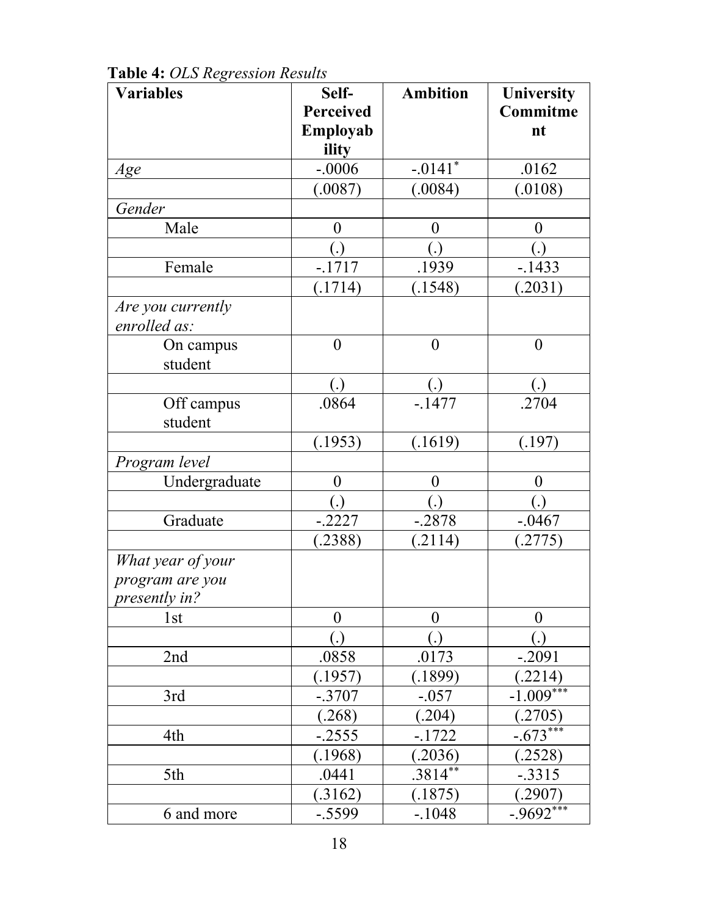**Table 4:** *OLS Regression Results*

| Variables | Self-Perceived Employability | Ambition | University Commitment |
|---|---|---|---|
| *Age* | -.0006 | -.0141* | .0162 |
| | (.0087) | (.0084) | (.0108) |
| *Gender* | | | |
| Male | 0 | 0 | 0 |
| | (.) | (.) | (.) |
| Female | -.1717 | .1939 | -.1433 |
| | (.1714) | (.1548) | (.2031) |
| *Are you currently enrolled as:* | | | |
| On campus student | 0 | 0 | 0 |
| | (.) | (.) | (.) |
| Off campus student | .0864 | -.1477 | .2704 |
| | (.1953) | (.1619) | (.197) |
| *Program level* | | | |
| Undergraduate | 0 | 0 | 0 |
| | (.) | (.) | (.) |
| Graduate | -.2227 | -.2878 | -.0467 |
| | (.2388) | (.2114) | (.2775) |
| *What year of your program are you presently in?* | | | |
| 1st | 0 | 0 | 0 |
| | (.) | (.) | (.) |
| 2nd | .0858 | .0173 | -.2091 |
| | (.1957) | (.1899) | (.2214) |
| 3rd | -.3707 | -.057 | -1.009*** |
| | (.268) | (.204) | (.2705) |
| 4th | -.2555 | -.1722 | -.673*** |
| | (.1968) | (.2036) | (.2528) |
| 5th | .0441 | .3814** | -.3315 |
| | (.3162) | (.1875) | (.2907) |
| 6 and more | -.5599 | -.1048 | -.9692*** |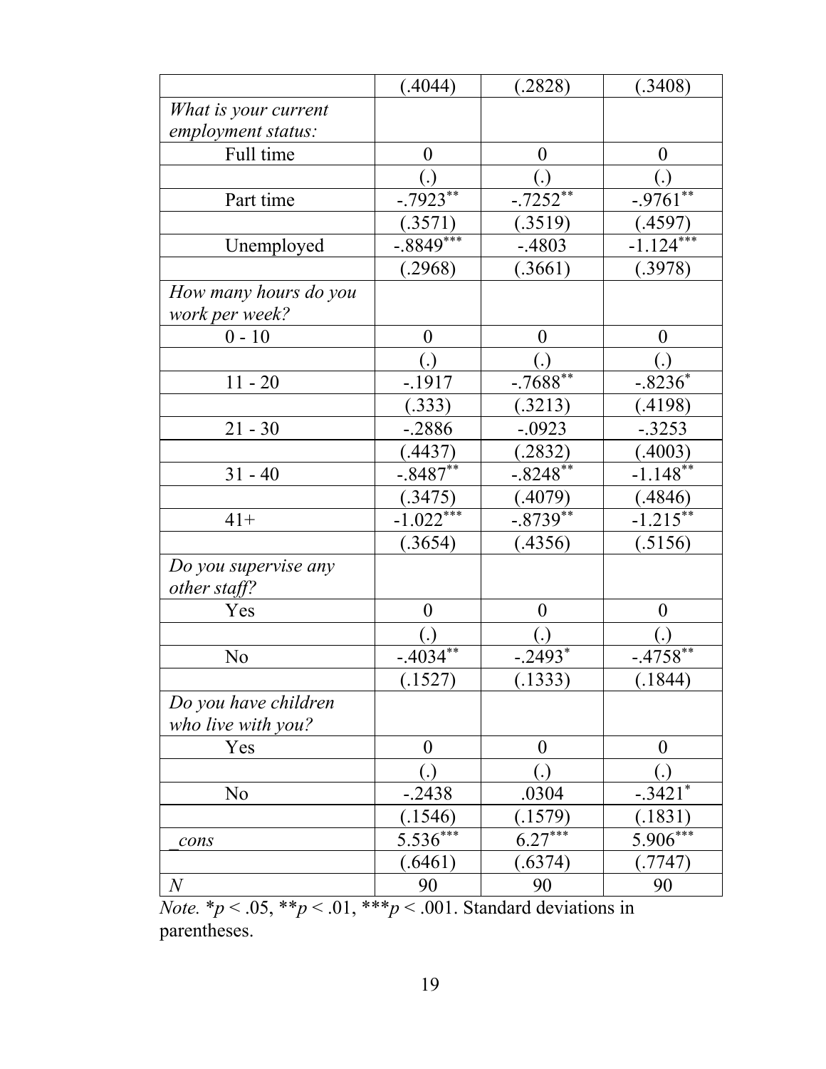| | | | |
|---|---|---|---|
| | (.4044) | (.2828) | (.3408) |
| *What is your current employment status:* | | | |
| Full time | 0 | 0 | 0 |
| | (.) | (.) | (.) |
| Part time | -.7923** | -.7252** | -.9761** |
| | (.3571) | (.3519) | (.4597) |
| Unemployed | -.8849*** | -.4803 | -1.124*** |
| | (.2968) | (.3661) | (.3978) |
| *How many hours do you work per week?* | | | |
| 0 - 10 | 0 | 0 | 0 |
| | (.) | (.) | (.) |
| 11 - 20 | -.1917 | -.7688** | -.8236* |
| | (.333) | (.3213) | (.4198) |
| 21 - 30 | -.2886 | -.0923 | -.3253 |
| | (.4437) | (.2832) | (.4003) |
| 31 - 40 | -.8487** | -.8248** | -1.148** |
| | (.3475) | (.4079) | (.4846) |
| 41+ | -1.022*** | -.8739** | -1.215** |
| | (.3654) | (.4356) | (.5156) |
| *Do you supervise any other staff?* | | | |
| Yes | 0 | 0 | 0 |
| | (.) | (.) | (.) |
| No | -.4034** | -.2493* | -.4758** |
| | (.1527) | (.1333) | (.1844) |
| *Do you have children who live with you?* | | | |
| Yes | 0 | 0 | 0 |
| | (.) | (.) | (.) |
| No | -.2438 | .0304 | -.3421* |
| | (.1546) | (.1579) | (.1831) |
| *_cons* | 5.536*** | 6.27*** | 5.906*** |
| | (.6461) | (.6374) | (.7747) |
| *N* | 90 | 90 | 90 |

*Note.* *$p < .05$, **$p < .01$, ***$p < .001$. Standard deviations in parentheses.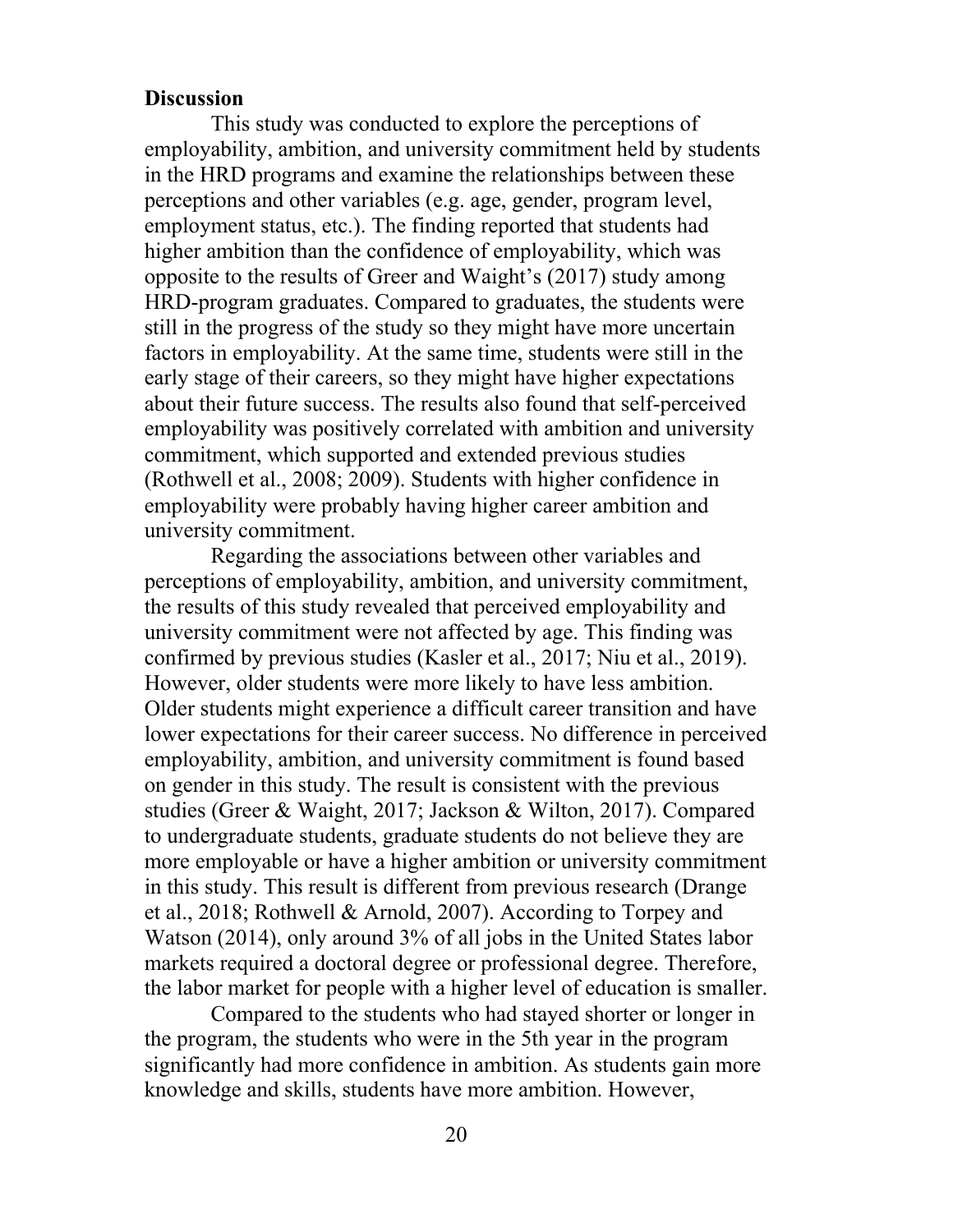**Discussion**

This study was conducted to explore the perceptions of employability, ambition, and university commitment held by students in the HRD programs and examine the relationships between these perceptions and other variables (e.g. age, gender, program level, employment status, etc.). The finding reported that students had higher ambition than the confidence of employability, which was opposite to the results of Greer and Waight's (2017) study among HRD-program graduates. Compared to graduates, the students were still in the progress of the study so they might have more uncertain factors in employability. At the same time, students were still in the early stage of their careers, so they might have higher expectations about their future success. The results also found that self-perceived employability was positively correlated with ambition and university commitment, which supported and extended previous studies (Rothwell et al., 2008; 2009). Students with higher confidence in employability were probably having higher career ambition and university commitment.

Regarding the associations between other variables and perceptions of employability, ambition, and university commitment, the results of this study revealed that perceived employability and university commitment were not affected by age. This finding was confirmed by previous studies (Kasler et al., 2017; Niu et al., 2019). However, older students were more likely to have less ambition. Older students might experience a difficult career transition and have lower expectations for their career success. No difference in perceived employability, ambition, and university commitment is found based on gender in this study. The result is consistent with the previous studies (Greer & Waight, 2017; Jackson & Wilton, 2017). Compared to undergraduate students, graduate students do not believe they are more employable or have a higher ambition or university commitment in this study. This result is different from previous research (Drange et al., 2018; Rothwell & Arnold, 2007). According to Torpey and Watson (2014), only around 3% of all jobs in the United States labor markets required a doctoral degree or professional degree. Therefore, the labor market for people with a higher level of education is smaller.

Compared to the students who had stayed shorter or longer in the program, the students who were in the 5th year in the program significantly had more confidence in ambition. As students gain more knowledge and skills, students have more ambition. However,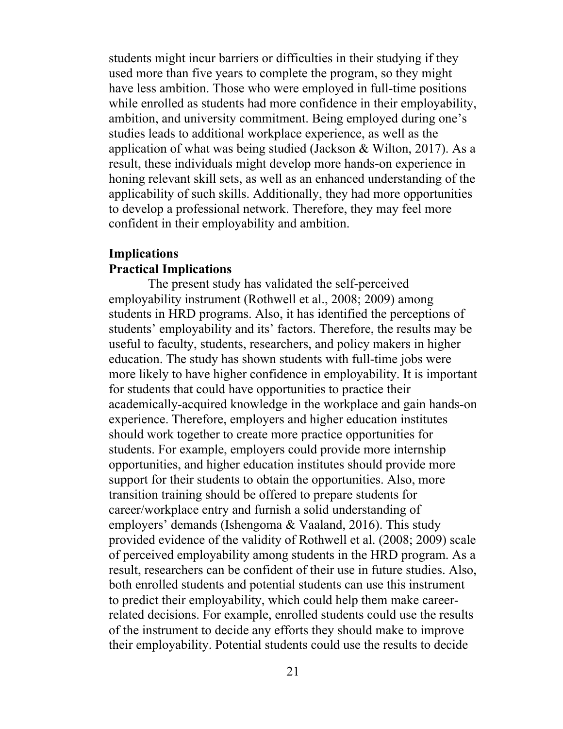students might incur barriers or difficulties in their studying if they used more than five years to complete the program, so they might have less ambition. Those who were employed in full-time positions while enrolled as students had more confidence in their employability, ambition, and university commitment. Being employed during one's studies leads to additional workplace experience, as well as the application of what was being studied (Jackson & Wilton, 2017). As a result, these individuals might develop more hands-on experience in honing relevant skill sets, as well as an enhanced understanding of the applicability of such skills. Additionally, they had more opportunities to develop a professional network. Therefore, they may feel more confident in their employability and ambition.

## Implications

### Practical Implications

The present study has validated the self-perceived employability instrument (Rothwell et al., 2008; 2009) among students in HRD programs. Also, it has identified the perceptions of students' employability and its' factors. Therefore, the results may be useful to faculty, students, researchers, and policy makers in higher education. The study has shown students with full-time jobs were more likely to have higher confidence in employability. It is important for students that could have opportunities to practice their academically-acquired knowledge in the workplace and gain hands-on experience. Therefore, employers and higher education institutes should work together to create more practice opportunities for students. For example, employers could provide more internship opportunities, and higher education institutes should provide more support for their students to obtain the opportunities. Also, more transition training should be offered to prepare students for career/workplace entry and furnish a solid understanding of employers' demands (Ishengoma & Vaaland, 2016). This study provided evidence of the validity of Rothwell et al. (2008; 2009) scale of perceived employability among students in the HRD program. As a result, researchers can be confident of their use in future studies. Also, both enrolled students and potential students can use this instrument to predict their employability, which could help them make career-related decisions. For example, enrolled students could use the results of the instrument to decide any efforts they should make to improve their employability. Potential students could use the results to decide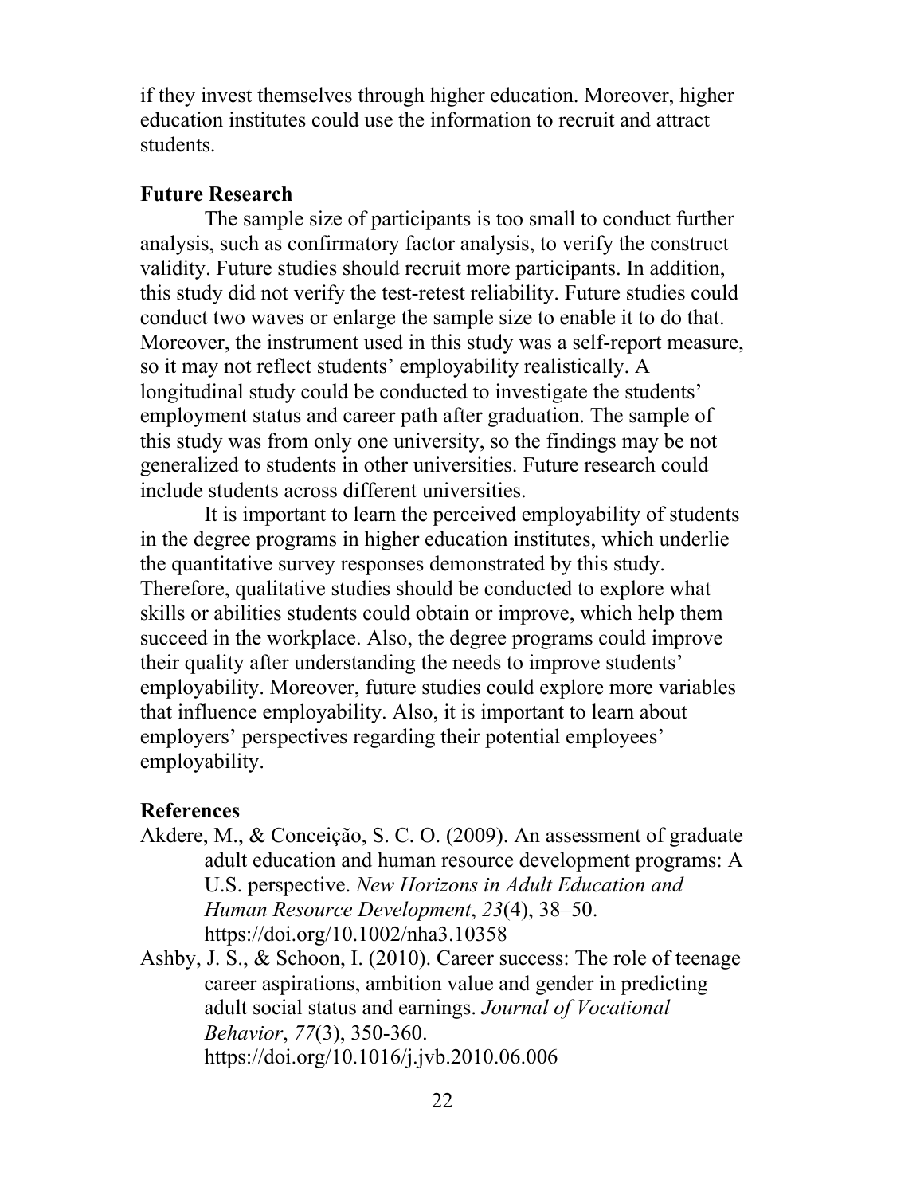if they invest themselves through higher education. Moreover, higher education institutes could use the information to recruit and attract students.

## Future Research

The sample size of participants is too small to conduct further analysis, such as confirmatory factor analysis, to verify the construct validity. Future studies should recruit more participants. In addition, this study did not verify the test-retest reliability. Future studies could conduct two waves or enlarge the sample size to enable it to do that. Moreover, the instrument used in this study was a self-report measure, so it may not reflect students' employability realistically. A longitudinal study could be conducted to investigate the students' employment status and career path after graduation. The sample of this study was from only one university, so the findings may be not generalized to students in other universities. Future research could include students across different universities.

It is important to learn the perceived employability of students in the degree programs in higher education institutes, which underlie the quantitative survey responses demonstrated by this study. Therefore, qualitative studies should be conducted to explore what skills or abilities students could obtain or improve, which help them succeed in the workplace. Also, the degree programs could improve their quality after understanding the needs to improve students' employability. Moreover, future studies could explore more variables that influence employability. Also, it is important to learn about employers' perspectives regarding their potential employees' employability.

## References

Akdere, M., & Conceição, S. C. O. (2009). An assessment of graduate adult education and human resource development programs: A U.S. perspective. *New Horizons in Adult Education and Human Resource Development*, *23*(4), 38–50. https://doi.org/10.1002/nha3.10358

Ashby, J. S., & Schoon, I. (2010). Career success: The role of teenage career aspirations, ambition value and gender in predicting adult social status and earnings. *Journal of Vocational Behavior*, *77*(3), 350-360. https://doi.org/10.1016/j.jvb.2010.06.006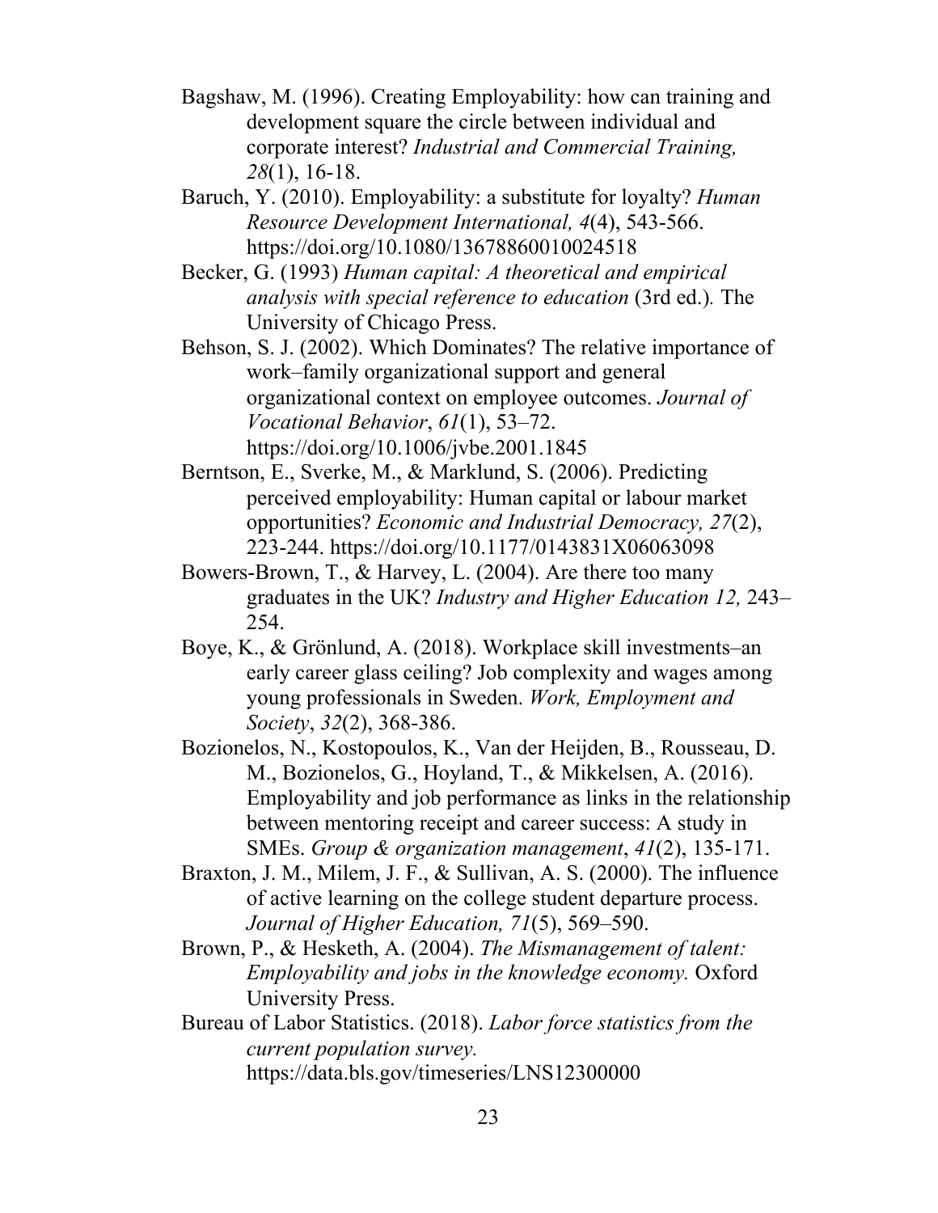Bagshaw, M. (1996). Creating Employability: how can training and development square the circle between individual and corporate interest? *Industrial and Commercial Training, 28*(1), 16-18.

Baruch, Y. (2010). Employability: a substitute for loyalty? *Human Resource Development International, 4*(4), 543-566. https://doi.org/10.1080/13678860010024518

Becker, G. (1993) *Human capital: A theoretical and empirical analysis with special reference to education* (3rd ed.)*.* The University of Chicago Press.

Behson, S. J. (2002). Which Dominates? The relative importance of work–family organizational support and general organizational context on employee outcomes. *Journal of Vocational Behavior*, *61*(1), 53–72. https://doi.org/10.1006/jvbe.2001.1845

Berntson, E., Sverke, M., & Marklund, S. (2006). Predicting perceived employability: Human capital or labour market opportunities? *Economic and Industrial Democracy, 27*(2), 223-244. https://doi.org/10.1177/0143831X06063098

Bowers-Brown, T., & Harvey, L. (2004). Are there too many graduates in the UK? *Industry and Higher Education 12,* 243–254.

Boye, K., & Grönlund, A. (2018). Workplace skill investments–an early career glass ceiling? Job complexity and wages among young professionals in Sweden. *Work, Employment and Society*, *32*(2), 368-386.

Bozionelos, N., Kostopoulos, K., Van der Heijden, B., Rousseau, D. M., Bozionelos, G., Hoyland, T., & Mikkelsen, A. (2016). Employability and job performance as links in the relationship between mentoring receipt and career success: A study in SMEs. *Group & organization management*, *41*(2), 135-171.

Braxton, J. M., Milem, J. F., & Sullivan, A. S. (2000). The influence of active learning on the college student departure process. *Journal of Higher Education, 71*(5), 569–590.

Brown, P., & Hesketh, A. (2004). *The Mismanagement of talent: Employability and jobs in the knowledge economy.* Oxford University Press.

Bureau of Labor Statistics. (2018). *Labor force statistics from the current population survey.* https://data.bls.gov/timeseries/LNS12300000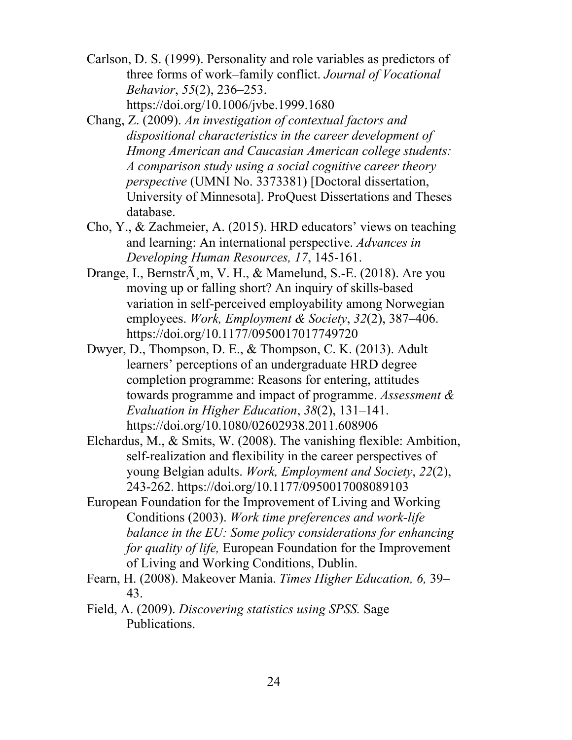Carlson, D. S. (1999). Personality and role variables as predictors of three forms of work–family conflict. *Journal of Vocational Behavior*, *55*(2), 236–253. https://doi.org/10.1006/jvbe.1999.1680

Chang, Z. (2009). *An investigation of contextual factors and dispositional characteristics in the career development of Hmong American and Caucasian American college students: A comparison study using a social cognitive career theory perspective* (UMNI No. 3373381) [Doctoral dissertation, University of Minnesota]. ProQuest Dissertations and Theses database.

Cho, Y., & Zachmeier, A. (2015). HRD educators' views on teaching and learning: An international perspective. *Advances in Developing Human Resources, 17*, 145-161.

Drange, I., BernstrÃ¸m, V. H., & Mamelund, S.-E. (2018). Are you moving up or falling short? An inquiry of skills-based variation in self-perceived employability among Norwegian employees. *Work, Employment & Society*, *32*(2), 387–406. https://doi.org/10.1177/0950017017749720

Dwyer, D., Thompson, D. E., & Thompson, C. K. (2013). Adult learners' perceptions of an undergraduate HRD degree completion programme: Reasons for entering, attitudes towards programme and impact of programme. *Assessment & Evaluation in Higher Education*, *38*(2), 131–141. https://doi.org/10.1080/02602938.2011.608906

Elchardus, M., & Smits, W. (2008). The vanishing flexible: Ambition, self-realization and flexibility in the career perspectives of young Belgian adults. *Work, Employment and Society*, *22*(2), 243-262. https://doi.org/10.1177/0950017008089103

European Foundation for the Improvement of Living and Working Conditions (2003). *Work time preferences and work-life balance in the EU: Some policy considerations for enhancing for quality of life,* European Foundation for the Improvement of Living and Working Conditions, Dublin.

Fearn, H. (2008). Makeover Mania. *Times Higher Education, 6,* 39–43.

Field, A. (2009). *Discovering statistics using SPSS.* Sage Publications.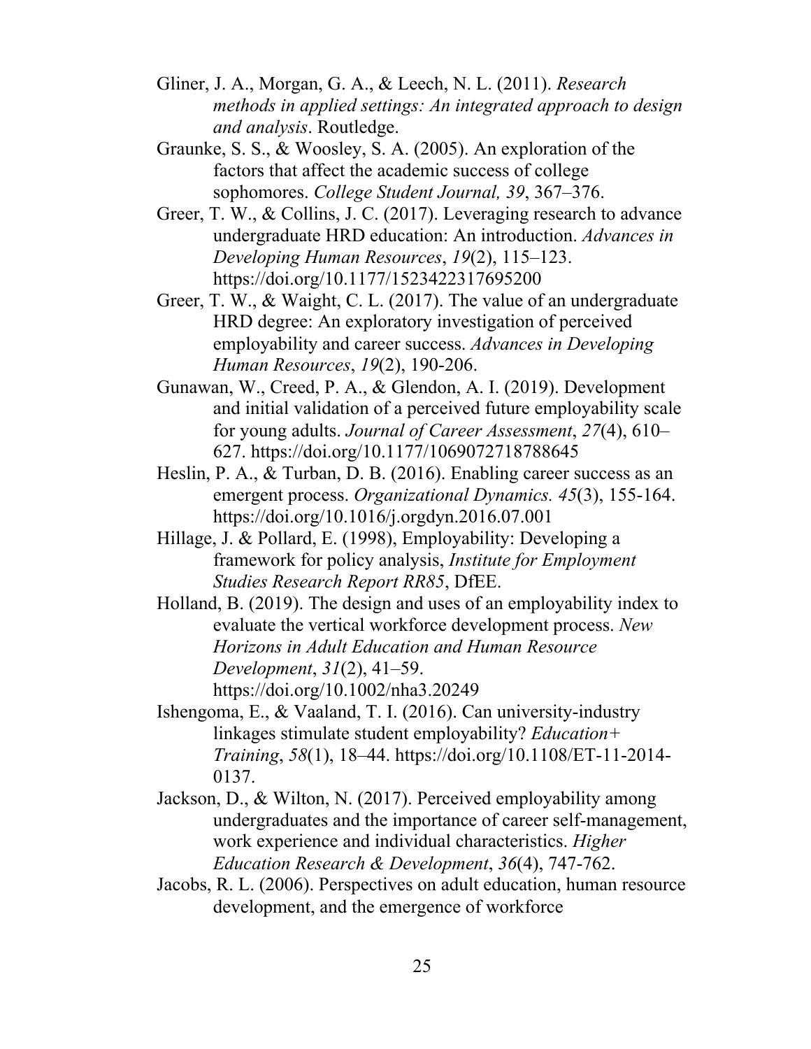Gliner, J. A., Morgan, G. A., & Leech, N. L. (2011). *Research methods in applied settings: An integrated approach to design and analysis*. Routledge.

Graunke, S. S., & Woosley, S. A. (2005). An exploration of the factors that affect the academic success of college sophomores. *College Student Journal, 39*, 367–376.

Greer, T. W., & Collins, J. C. (2017). Leveraging research to advance undergraduate HRD education: An introduction. *Advances in Developing Human Resources*, *19*(2), 115–123. https://doi.org/10.1177/1523422317695200

Greer, T. W., & Waight, C. L. (2017). The value of an undergraduate HRD degree: An exploratory investigation of perceived employability and career success. *Advances in Developing Human Resources*, *19*(2), 190-206.

Gunawan, W., Creed, P. A., & Glendon, A. I. (2019). Development and initial validation of a perceived future employability scale for young adults. *Journal of Career Assessment*, *27*(4), 610–627. https://doi.org/10.1177/1069072718788645

Heslin, P. A., & Turban, D. B. (2016). Enabling career success as an emergent process. *Organizational Dynamics. 45*(3), 155-164. https://doi.org/10.1016/j.orgdyn.2016.07.001

Hillage, J. & Pollard, E. (1998), Employability: Developing a framework for policy analysis, *Institute for Employment Studies Research Report RR85*, DfEE.

Holland, B. (2019). The design and uses of an employability index to evaluate the vertical workforce development process. *New Horizons in Adult Education and Human Resource Development*, *31*(2), 41–59. https://doi.org/10.1002/nha3.20249

Ishengoma, E., & Vaaland, T. I. (2016). Can university-industry linkages stimulate student employability? *Education+ Training*, *58*(1), 18–44. https://doi.org/10.1108/ET-11-2014-0137.

Jackson, D., & Wilton, N. (2017). Perceived employability among undergraduates and the importance of career self-management, work experience and individual characteristics. *Higher Education Research & Development*, *36*(4), 747-762.

Jacobs, R. L. (2006). Perspectives on adult education, human resource development, and the emergence of workforce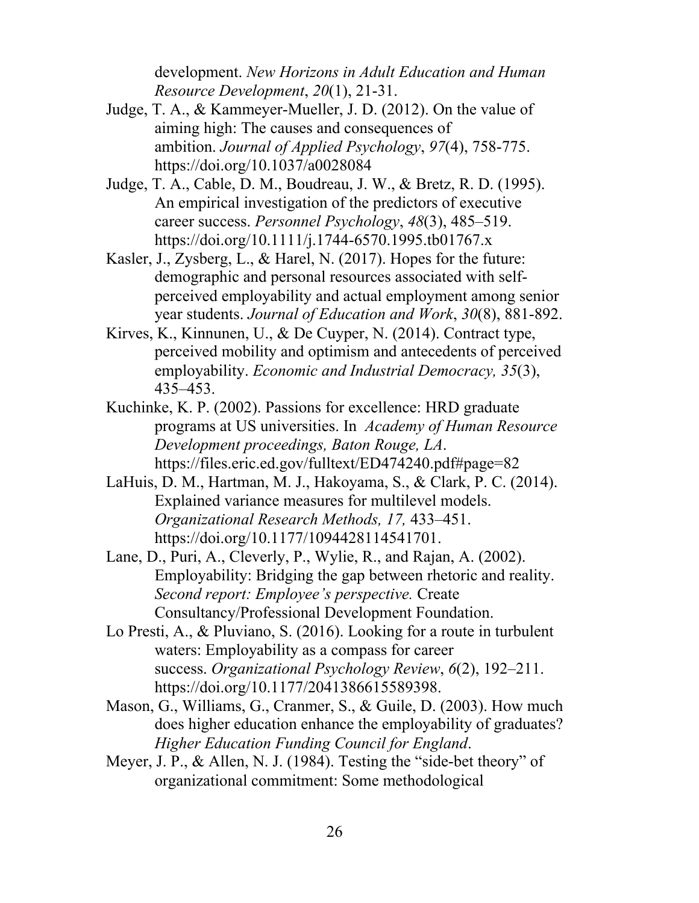development. *New Horizons in Adult Education and Human Resource Development*, *20*(1), 21-31.

Judge, T. A., & Kammeyer-Mueller, J. D. (2012). On the value of aiming high: The causes and consequences of ambition. *Journal of Applied Psychology*, *97*(4), 758-775. https://doi.org/10.1037/a0028084

Judge, T. A., Cable, D. M., Boudreau, J. W., & Bretz, R. D. (1995). An empirical investigation of the predictors of executive career success. *Personnel Psychology*, *48*(3), 485–519. https://doi.org/10.1111/j.1744-6570.1995.tb01767.x

Kasler, J., Zysberg, L., & Harel, N. (2017). Hopes for the future: demographic and personal resources associated with self-perceived employability and actual employment among senior year students. *Journal of Education and Work*, *30*(8), 881-892.

Kirves, K., Kinnunen, U., & De Cuyper, N. (2014). Contract type, perceived mobility and optimism and antecedents of perceived employability. *Economic and Industrial Democracy, 35*(3), 435–453.

Kuchinke, K. P. (2002). Passions for excellence: HRD graduate programs at US universities. In *Academy of Human Resource Development proceedings, Baton Rouge, LA*. https://files.eric.ed.gov/fulltext/ED474240.pdf#page=82

LaHuis, D. M., Hartman, M. J., Hakoyama, S., & Clark, P. C. (2014). Explained variance measures for multilevel models. *Organizational Research Methods, 17,* 433–451. https://doi.org/10.1177/1094428114541701.

Lane, D., Puri, A., Cleverly, P., Wylie, R., and Rajan, A. (2002). Employability: Bridging the gap between rhetoric and reality. *Second report: Employee's perspective.* Create Consultancy/Professional Development Foundation.

Lo Presti, A., & Pluviano, S. (2016). Looking for a route in turbulent waters: Employability as a compass for career success. *Organizational Psychology Review*, *6*(2), 192–211. https://doi.org/10.1177/2041386615589398.

Mason, G., Williams, G., Cranmer, S., & Guile, D. (2003). How much does higher education enhance the employability of graduates? *Higher Education Funding Council for England*.

Meyer, J. P., & Allen, N. J. (1984). Testing the "side-bet theory" of organizational commitment: Some methodological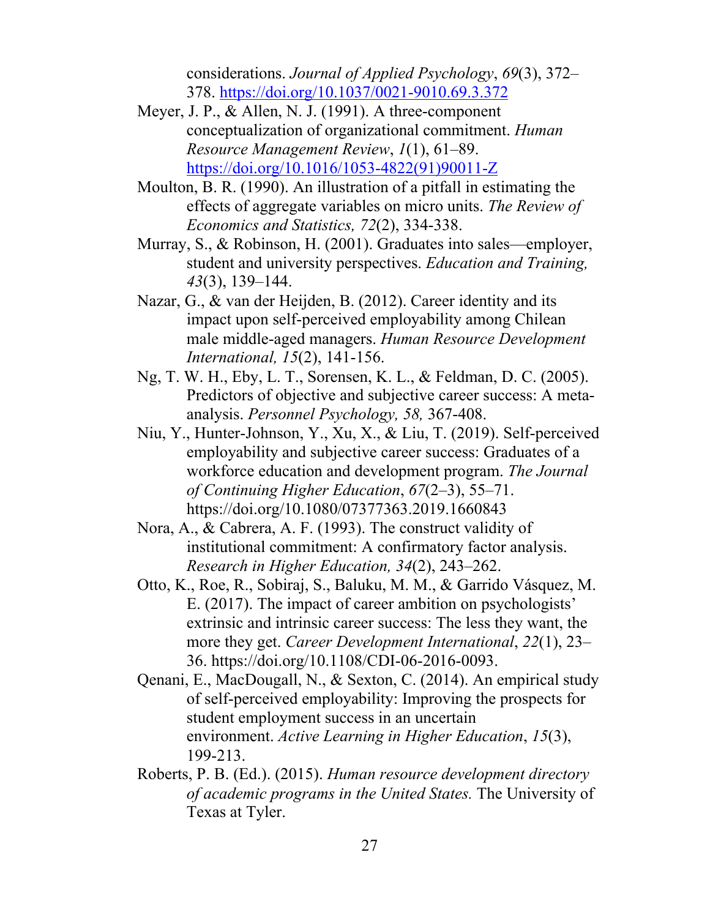considerations. *Journal of Applied Psychology*, *69*(3), 372–378. https://doi.org/10.1037/0021-9010.69.3.372

Meyer, J. P., & Allen, N. J. (1991). A three-component conceptualization of organizational commitment. *Human Resource Management Review*, *1*(1), 61–89. https://doi.org/10.1016/1053-4822(91)90011-Z

Moulton, B. R. (1990). An illustration of a pitfall in estimating the effects of aggregate variables on micro units. *The Review of Economics and Statistics, 72*(2), 334-338.

Murray, S., & Robinson, H. (2001). Graduates into sales—employer, student and university perspectives. *Education and Training, 43*(3), 139–144.

Nazar, G., & van der Heijden, B. (2012). Career identity and its impact upon self-perceived employability among Chilean male middle-aged managers. *Human Resource Development International, 15*(2), 141-156.

Ng, T. W. H., Eby, L. T., Sorensen, K. L., & Feldman, D. C. (2005). Predictors of objective and subjective career success: A meta-analysis. *Personnel Psychology, 58,* 367-408.

Niu, Y., Hunter-Johnson, Y., Xu, X., & Liu, T. (2019). Self-perceived employability and subjective career success: Graduates of a workforce education and development program. *The Journal of Continuing Higher Education*, *67*(2–3), 55–71. https://doi.org/10.1080/07377363.2019.1660843

Nora, A., & Cabrera, A. F. (1993). The construct validity of institutional commitment: A confirmatory factor analysis. *Research in Higher Education, 34*(2), 243–262.

Otto, K., Roe, R., Sobiraj, S., Baluku, M. M., & Garrido Vásquez, M. E. (2017). The impact of career ambition on psychologists' extrinsic and intrinsic career success: The less they want, the more they get. *Career Development International*, *22*(1), 23–36. https://doi.org/10.1108/CDI-06-2016-0093.

Qenani, E., MacDougall, N., & Sexton, C. (2014). An empirical study of self-perceived employability: Improving the prospects for student employment success in an uncertain environment. *Active Learning in Higher Education*, *15*(3), 199-213.

Roberts, P. B. (Ed.). (2015). *Human resource development directory of academic programs in the United States.* The University of Texas at Tyler.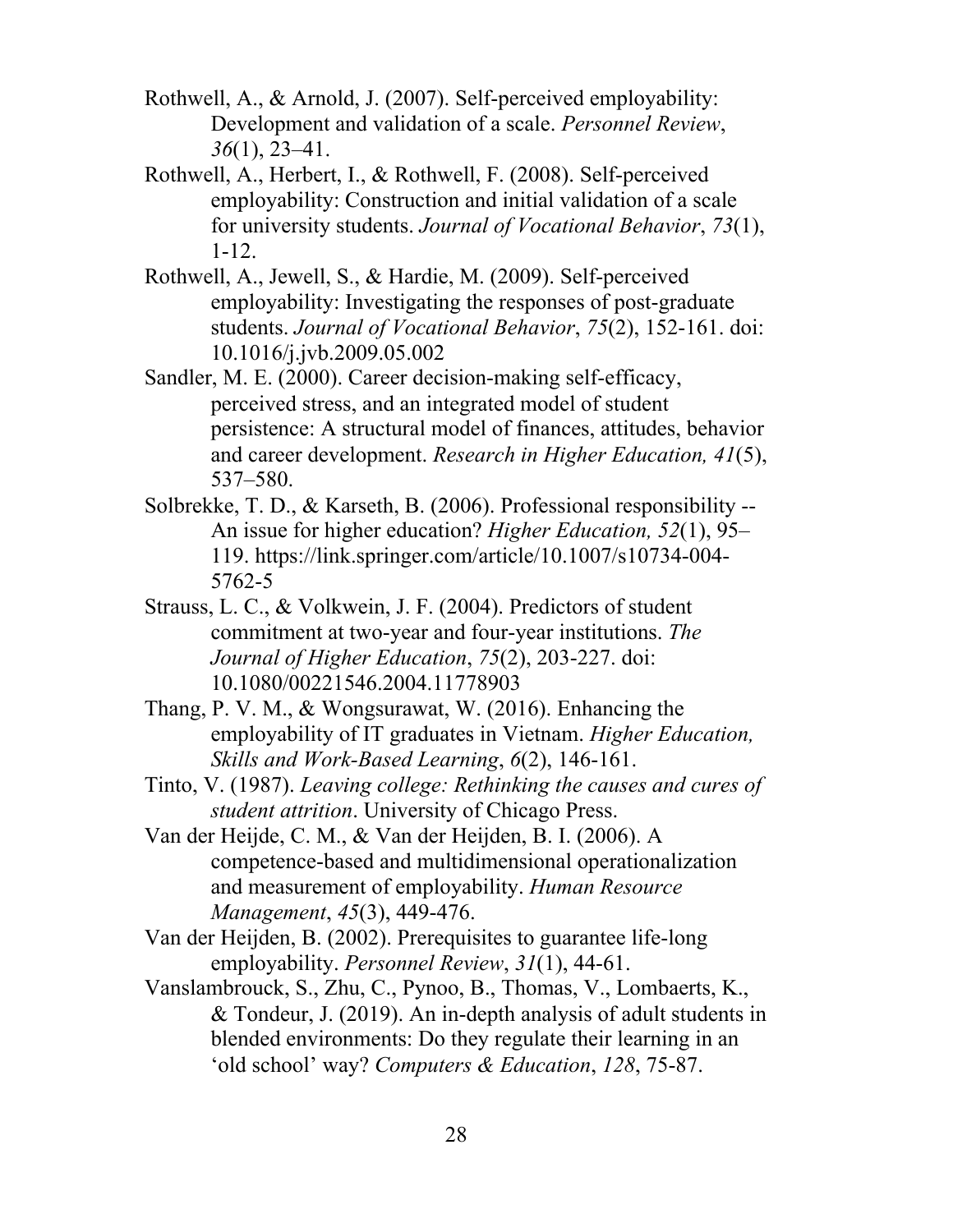Rothwell, A., & Arnold, J. (2007). Self-perceived employability: Development and validation of a scale. *Personnel Review*, *36*(1), 23–41.

Rothwell, A., Herbert, I., & Rothwell, F. (2008). Self-perceived employability: Construction and initial validation of a scale for university students. *Journal of Vocational Behavior*, *73*(1), 1-12.

Rothwell, A., Jewell, S., & Hardie, M. (2009). Self-perceived employability: Investigating the responses of post-graduate students. *Journal of Vocational Behavior*, *75*(2), 152-161. doi: 10.1016/j.jvb.2009.05.002

Sandler, M. E. (2000). Career decision-making self-efficacy, perceived stress, and an integrated model of student persistence: A structural model of finances, attitudes, behavior and career development. *Research in Higher Education, 41*(5), 537–580.

Solbrekke, T. D., & Karseth, B. (2006). Professional responsibility -- An issue for higher education? *Higher Education, 52*(1), 95–119. https://link.springer.com/article/10.1007/s10734-004-5762-5

Strauss, L. C., & Volkwein, J. F. (2004). Predictors of student commitment at two-year and four-year institutions. *The Journal of Higher Education*, *75*(2), 203-227. doi: 10.1080/00221546.2004.11778903

Thang, P. V. M., & Wongsurawat, W. (2016). Enhancing the employability of IT graduates in Vietnam. *Higher Education, Skills and Work-Based Learning*, *6*(2), 146-161.

Tinto, V. (1987). *Leaving college: Rethinking the causes and cures of student attrition*. University of Chicago Press.

Van der Heijde, C. M., & Van der Heijden, B. I. (2006). A competence-based and multidimensional operationalization and measurement of employability. *Human Resource Management*, *45*(3), 449-476.

Van der Heijden, B. (2002). Prerequisites to guarantee life-long employability. *Personnel Review*, *31*(1), 44-61.

Vanslambrouck, S., Zhu, C., Pynoo, B., Thomas, V., Lombaerts, K., & Tondeur, J. (2019). An in-depth analysis of adult students in blended environments: Do they regulate their learning in an 'old school' way? *Computers & Education*, *128*, 75-87.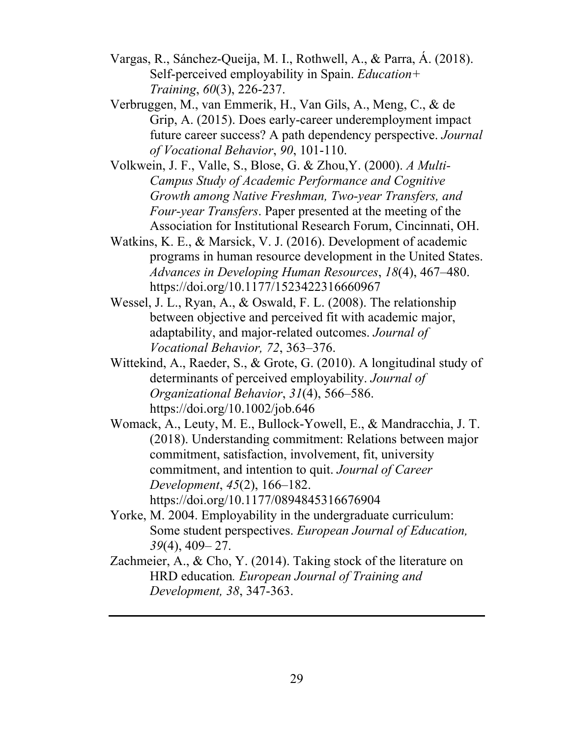Vargas, R., Sánchez-Queija, M. I., Rothwell, A., & Parra, Á. (2018). Self-perceived employability in Spain. *Education+ Training*, *60*(3), 226-237.

Verbruggen, M., van Emmerik, H., Van Gils, A., Meng, C., & de Grip, A. (2015). Does early-career underemployment impact future career success? A path dependency perspective. *Journal of Vocational Behavior*, *90*, 101-110.

Volkwein, J. F., Valle, S., Blose, G. & Zhou,Y. (2000). *A Multi-Campus Study of Academic Performance and Cognitive Growth among Native Freshman, Two-year Transfers, and Four-year Transfers*. Paper presented at the meeting of the Association for Institutional Research Forum, Cincinnati, OH.

Watkins, K. E., & Marsick, V. J. (2016). Development of academic programs in human resource development in the United States. *Advances in Developing Human Resources*, *18*(4), 467–480. https://doi.org/10.1177/1523422316660967

Wessel, J. L., Ryan, A., & Oswald, F. L. (2008). The relationship between objective and perceived fit with academic major, adaptability, and major-related outcomes. *Journal of Vocational Behavior, 72*, 363–376.

Wittekind, A., Raeder, S., & Grote, G. (2010). A longitudinal study of determinants of perceived employability. *Journal of Organizational Behavior*, *31*(4), 566–586. https://doi.org/10.1002/job.646

Womack, A., Leuty, M. E., Bullock-Yowell, E., & Mandracchia, J. T. (2018). Understanding commitment: Relations between major commitment, satisfaction, involvement, fit, university commitment, and intention to quit. *Journal of Career Development*, *45*(2), 166–182. https://doi.org/10.1177/0894845316676904

Yorke, M. 2004. Employability in the undergraduate curriculum: Some student perspectives. *European Journal of Education, 39*(4), 409– 27.

Zachmeier, A., & Cho, Y. (2014). Taking stock of the literature on HRD education*. European Journal of Training and Development, 38*, 347-363.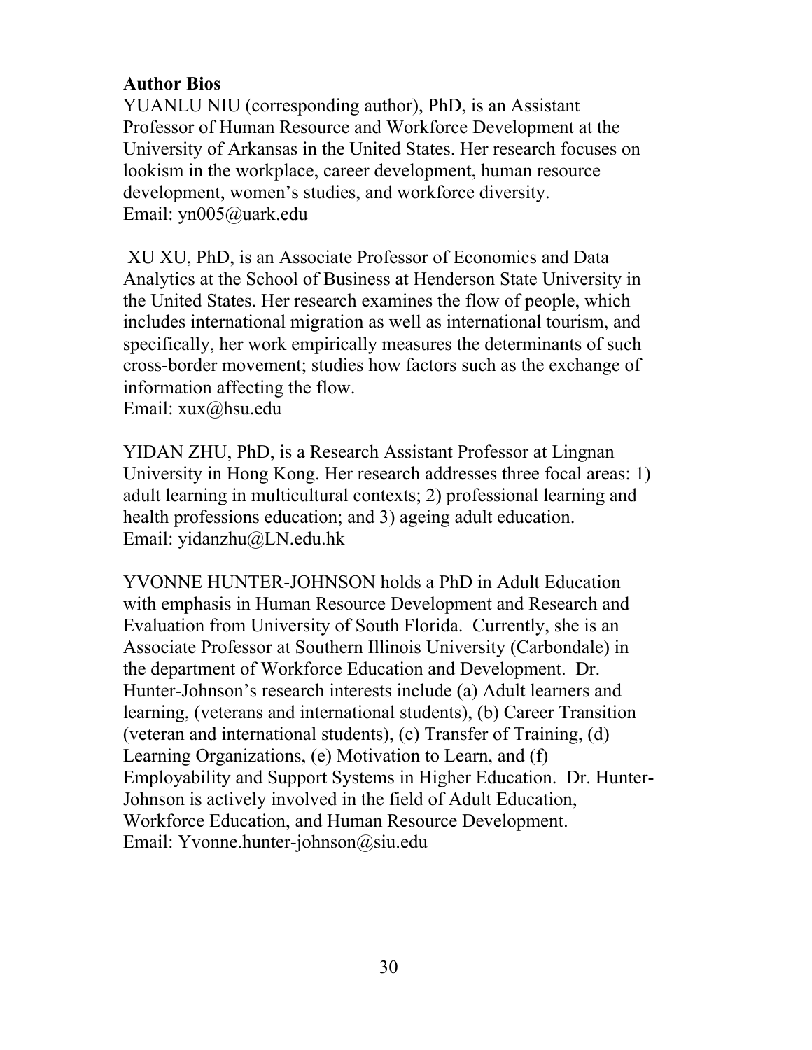**Author Bios**

YUANLU NIU (corresponding author), PhD, is an Assistant Professor of Human Resource and Workforce Development at the University of Arkansas in the United States. Her research focuses on lookism in the workplace, career development, human resource development, women's studies, and workforce diversity.
Email: yn005@uark.edu

XU XU, PhD, is an Associate Professor of Economics and Data Analytics at the School of Business at Henderson State University in the United States. Her research examines the flow of people, which includes international migration as well as international tourism, and specifically, her work empirically measures the determinants of such cross-border movement; studies how factors such as the exchange of information affecting the flow.
Email: xux@hsu.edu

YIDAN ZHU, PhD, is a Research Assistant Professor at Lingnan University in Hong Kong. Her research addresses three focal areas: 1) adult learning in multicultural contexts; 2) professional learning and health professions education; and 3) ageing adult education.
Email: yidanzhu@LN.edu.hk

YVONNE HUNTER-JOHNSON holds a PhD in Adult Education with emphasis in Human Resource Development and Research and Evaluation from University of South Florida. Currently, she is an Associate Professor at Southern Illinois University (Carbondale) in the department of Workforce Education and Development. Dr. Hunter-Johnson's research interests include (a) Adult learners and learning, (veterans and international students), (b) Career Transition (veteran and international students), (c) Transfer of Training, (d) Learning Organizations, (e) Motivation to Learn, and (f) Employability and Support Systems in Higher Education. Dr. Hunter-Johnson is actively involved in the field of Adult Education, Workforce Education, and Human Resource Development.
Email: Yvonne.hunter-johnson@siu.edu